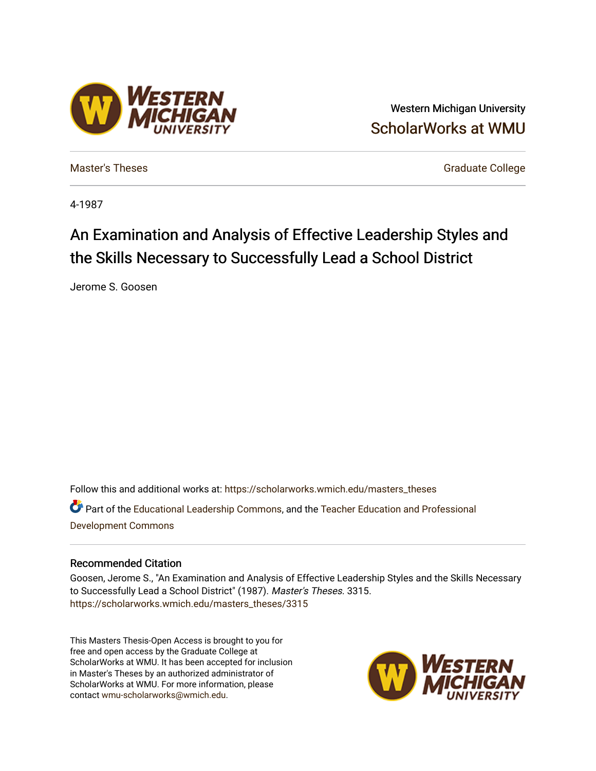Western Michigan University

ScholarWorks at WMU

Master's Theses

Graduate College

4-1987

# An Examination and Analysis of Effective Leadership Styles and the Skills Necessary to Successfully Lead a School District

Jerome S. Goosen

Follow this and additional works at: https://scholarworks.wmich.edu/masters_theses

Part of the Educational Leadership Commons, and the Teacher Education and Professional Development Commons

## Recommended Citation

Goosen, Jerome S., "An Examination and Analysis of Effective Leadership Styles and the Skills Necessary to Successfully Lead a School District" (1987). *Master's Theses*. 3315.
https://scholarworks.wmich.edu/masters_theses/3315

This Masters Thesis-Open Access is brought to you for free and open access by the Graduate College at ScholarWorks at WMU. It has been accepted for inclusion in Master's Theses by an authorized administrator of ScholarWorks at WMU. For more information, please contact wmu-scholarworks@wmich.edu.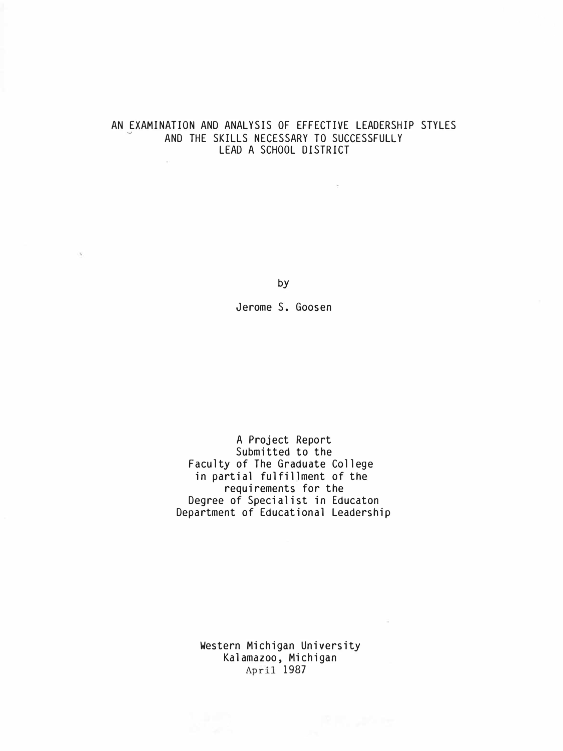# AN EXAMINATION AND ANALYSIS OF EFFECTIVE LEADERSHIP STYLES AND THE SKILLS NECESSARY TO SUCCESSFULLY LEAD A SCHOOL DISTRICT

by

Jerome S. Goosen

A Project Report
Submitted to the
Faculty of The Graduate College
in partial fulfillment of the
requirements for the
Degree of Specialist in Educaton
Department of Educational Leadership

Western Michigan University
Kalamazoo, Michigan
April 1987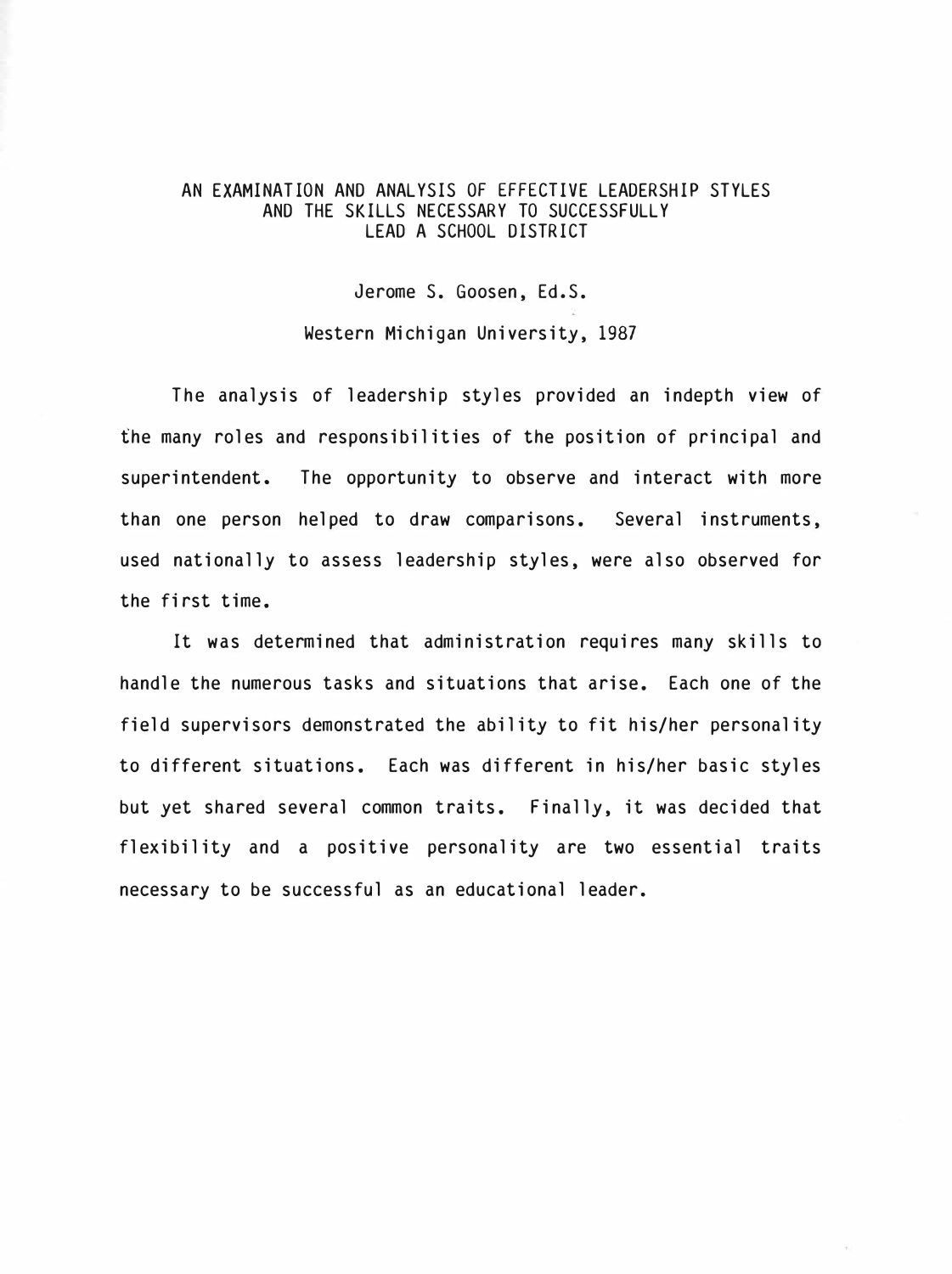# AN EXAMINATION AND ANALYSIS OF EFFECTIVE LEADERSHIP STYLES AND THE SKILLS NECESSARY TO SUCCESSFULLY LEAD A SCHOOL DISTRICT

Jerome S. Goosen, Ed.S.

Western Michigan University, 1987

The analysis of leadership styles provided an indepth view of the many roles and responsibilities of the position of principal and superintendent. The opportunity to observe and interact with more than one person helped to draw comparisons. Several instruments, used nationally to assess leadership styles, were also observed for the first time.

It was determined that administration requires many skills to handle the numerous tasks and situations that arise. Each one of the field supervisors demonstrated the ability to fit his/her personality to different situations. Each was different in his/her basic styles but yet shared several common traits. Finally, it was decided that flexibility and a positive personality are two essential traits necessary to be successful as an educational leader.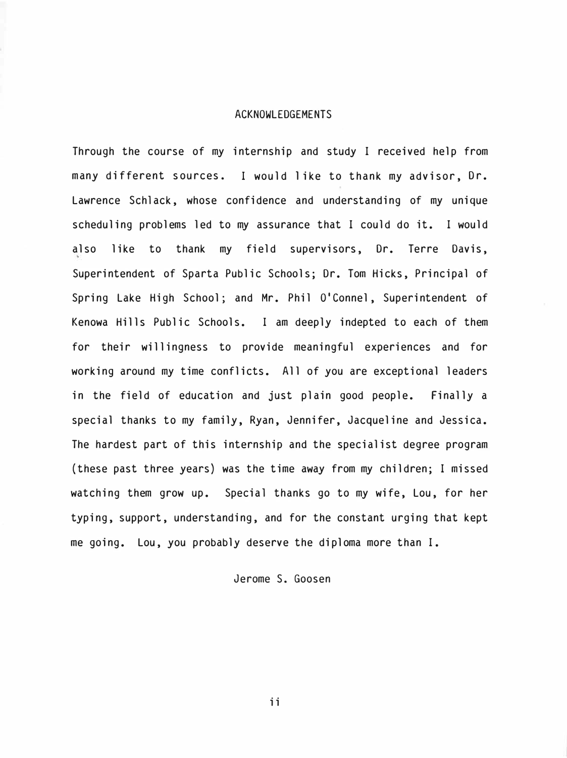# ACKNOWLEDGEMENTS

Through the course of my internship and study I received help from many different sources. I would like to thank my advisor, Dr. Lawrence Schlack, whose confidence and understanding of my unique scheduling problems led to my assurance that I could do it. I would also like to thank my field supervisors, Dr. Terre Davis, Superintendent of Sparta Public Schools; Dr. Tom Hicks, Principal of Spring Lake High School; and Mr. Phil O'Connel, Superintendent of Kenowa Hills Public Schools. I am deeply indepted to each of them for their willingness to provide meaningful experiences and for working around my time conflicts. All of you are exceptional leaders in the field of education and just plain good people. Finally a special thanks to my family, Ryan, Jennifer, Jacqueline and Jessica. The hardest part of this internship and the specialist degree program (these past three years) was the time away from my children; I missed watching them grow up. Special thanks go to my wife, Lou, for her typing, support, understanding, and for the constant urging that kept me going. Lou, you probably deserve the diploma more than I.

Jerome S. Goosen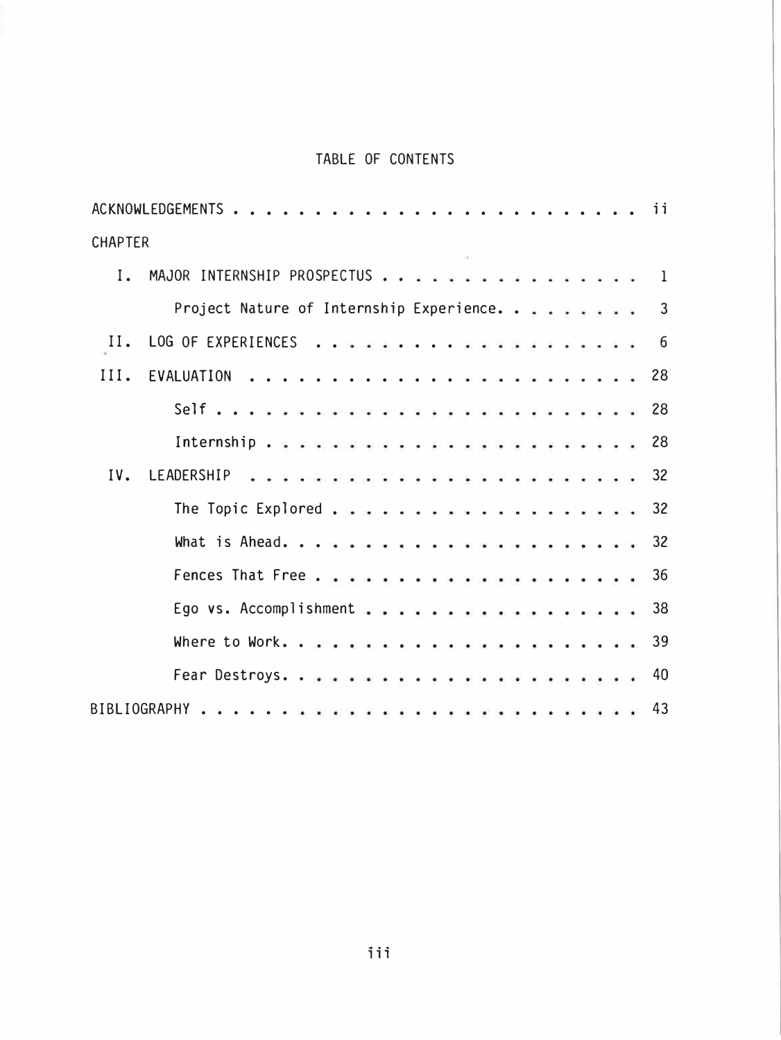# TABLE OF CONTENTS

ACKNOWLEDGEMENTS . . . . . . . . . . . . . . . . . . . . . . . . . ii

CHAPTER

I. MAJOR INTERNSHIP PROSPECTUS . . . . . . . . . . . . . . . . 1

Project Nature of Internship Experience. . . . . . . . . 3

II. LOG OF EXPERIENCES . . . . . . . . . . . . . . . . . . . . 6

III. EVALUATION . . . . . . . . . . . . . . . . . . . . . . . . 28

Self . . . . . . . . . . . . . . . . . . . . . . . . . 28

Internship . . . . . . . . . . . . . . . . . . . . . . 28

IV. LEADERSHIP . . . . . . . . . . . . . . . . . . . . . . . . 32

The Topic Explored . . . . . . . . . . . . . . . . . . . 32

What is Ahead. . . . . . . . . . . . . . . . . . . . . 32

Fences That Free . . . . . . . . . . . . . . . . . . . 36

Ego vs. Accomplishment . . . . . . . . . . . . . . . . 38

Where to Work. . . . . . . . . . . . . . . . . . . . . 39

Fear Destroys. . . . . . . . . . . . . . . . . . . . . 40

BIBLIOGRAPHY . . . . . . . . . . . . . . . . . . . . . . . . . . 43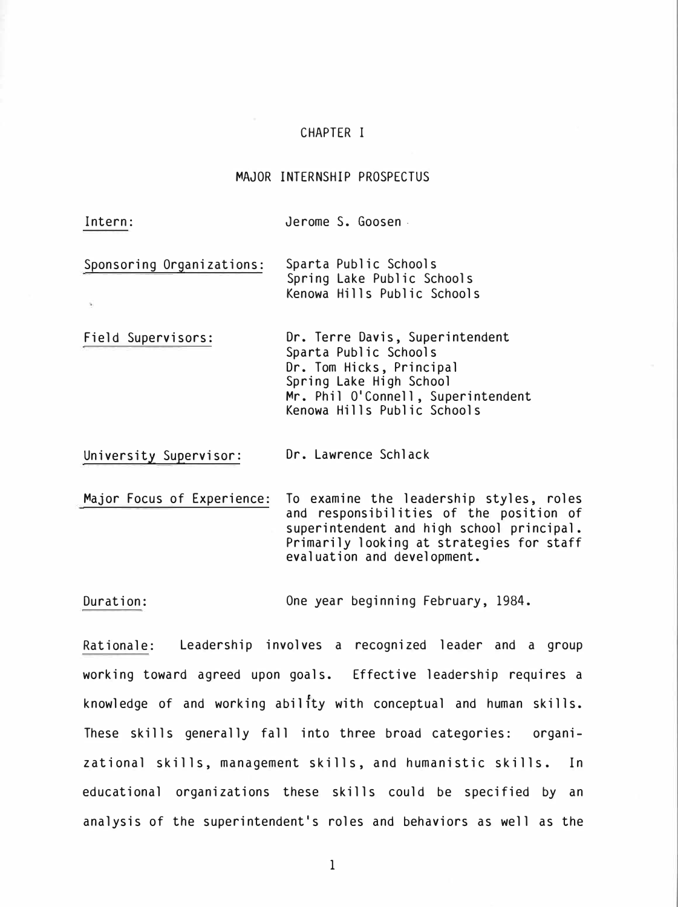# CHAPTER I

## MAJOR INTERNSHIP PROSPECTUS

Intern: Jerome S. Goosen

Sponsoring Organizations: Sparta Public Schools
Spring Lake Public Schools
Kenowa Hills Public Schools

Field Supervisors: Dr. Terre Davis, Superintendent
Sparta Public Schools
Dr. Tom Hicks, Principal
Spring Lake High School
Mr. Phil O'Connell, Superintendent
Kenowa Hills Public Schools

University Supervisor: Dr. Lawrence Schlack

Major Focus of Experience: To examine the leadership styles, roles and responsibilities of the position of superintendent and high school principal. Primarily looking at strategies for staff evaluation and development.

Duration: One year beginning February, 1984.

Rationale: Leadership involves a recognized leader and a group working toward agreed upon goals. Effective leadership requires a knowledge of and working ability with conceptual and human skills. These skills generally fall into three broad categories: organizational skills, management skills, and humanistic skills. In educational organizations these skills could be specified by an analysis of the superintendent's roles and behaviors as well as the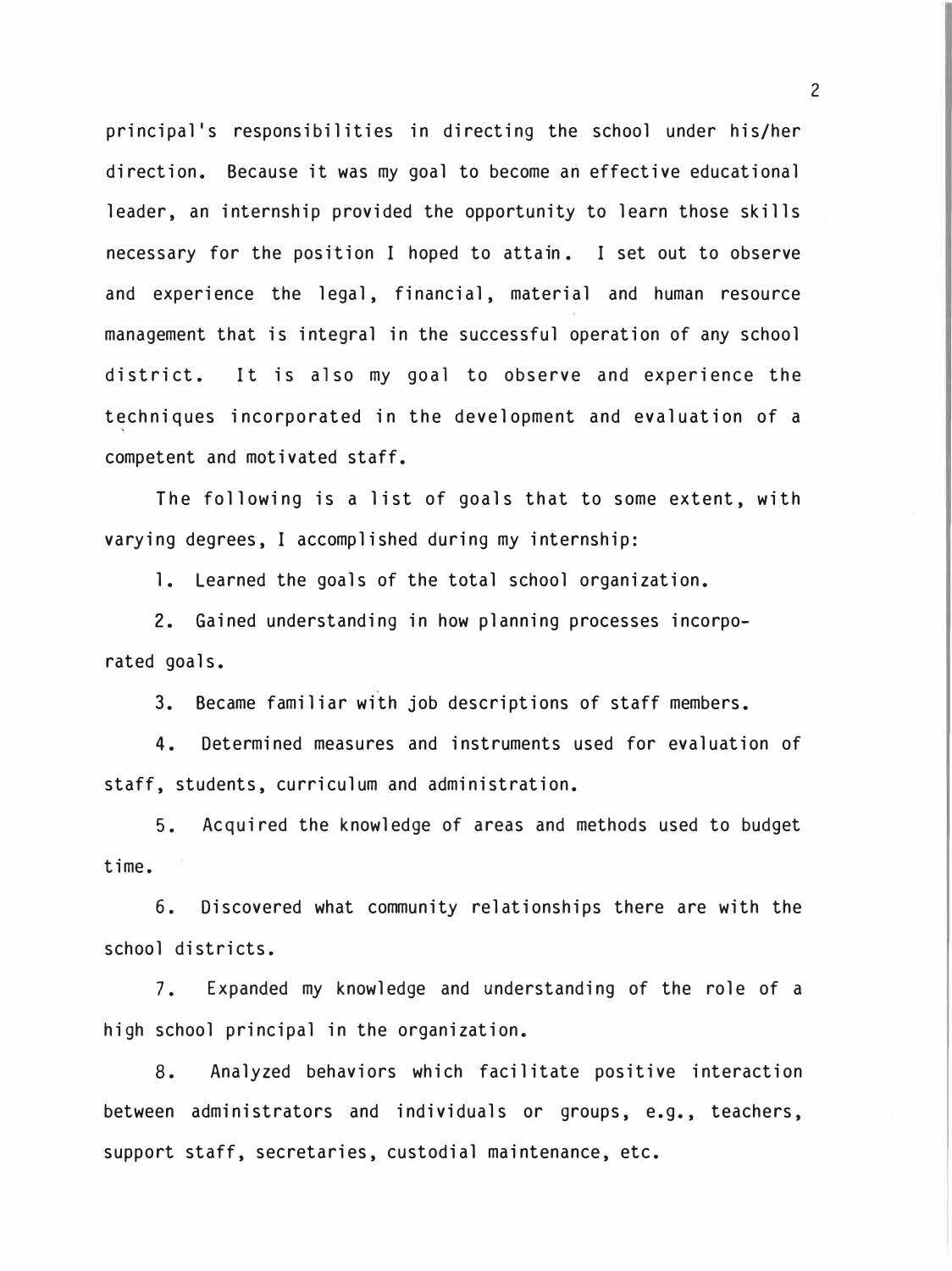principal's responsibilities in directing the school under his/her direction. Because it was my goal to become an effective educational leader, an internship provided the opportunity to learn those skills necessary for the position I hoped to attain. I set out to observe and experience the legal, financial, material and human resource management that is integral in the successful operation of any school district. It is also my goal to observe and experience the techniques incorporated in the development and evaluation of a competent and motivated staff.

The following is a list of goals that to some extent, with varying degrees, I accomplished during my internship:

1. Learned the goals of the total school organization.

2. Gained understanding in how planning processes incorporated goals.

3. Became familiar with job descriptions of staff members.

4. Determined measures and instruments used for evaluation of staff, students, curriculum and administration.

5. Acquired the knowledge of areas and methods used to budget time.

6. Discovered what community relationships there are with the school districts.

7. Expanded my knowledge and understanding of the role of a high school principal in the organization.

8. Analyzed behaviors which facilitate positive interaction between administrators and individuals or groups, e.g., teachers, support staff, secretaries, custodial maintenance, etc.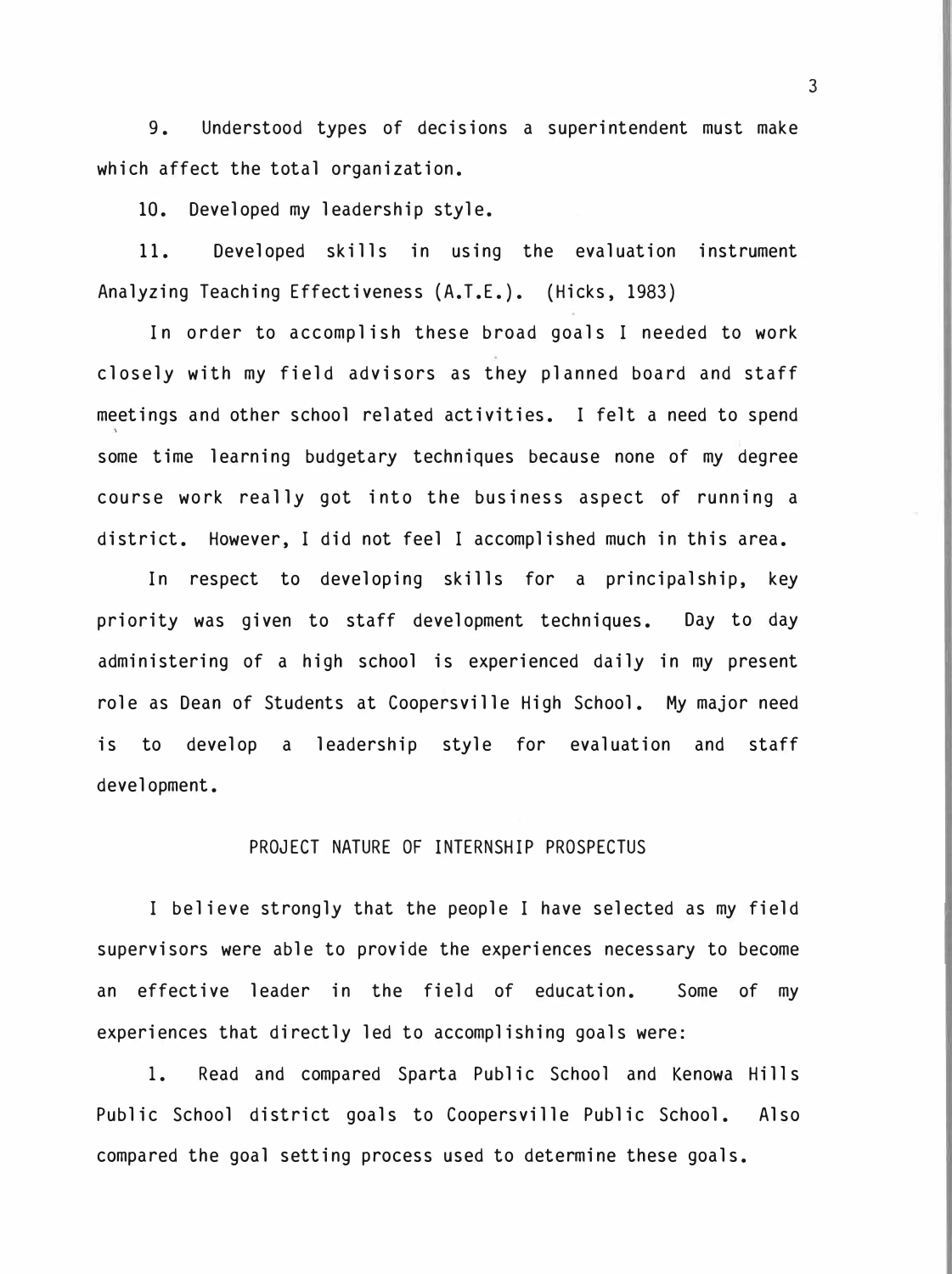9. Understood types of decisions a superintendent must make which affect the total organization.

10. Developed my leadership style.

11. Developed skills in using the evaluation instrument Analyzing Teaching Effectiveness (A.T.E.). (Hicks, 1983)

In order to accomplish these broad goals I needed to work closely with my field advisors as they planned board and staff meetings and other school related activities. I felt a need to spend some time learning budgetary techniques because none of my degree course work really got into the business aspect of running a district. However, I did not feel I accomplished much in this area.

In respect to developing skills for a principalship, key priority was given to staff development techniques. Day to day administering of a high school is experienced daily in my present role as Dean of Students at Coopersville High School. My major need is to develop a leadership style for evaluation and staff development.

## PROJECT NATURE OF INTERNSHIP PROSPECTUS

I believe strongly that the people I have selected as my field supervisors were able to provide the experiences necessary to become an effective leader in the field of education. Some of my experiences that directly led to accomplishing goals were:

1. Read and compared Sparta Public School and Kenowa Hills Public School district goals to Coopersville Public School. Also compared the goal setting process used to determine these goals.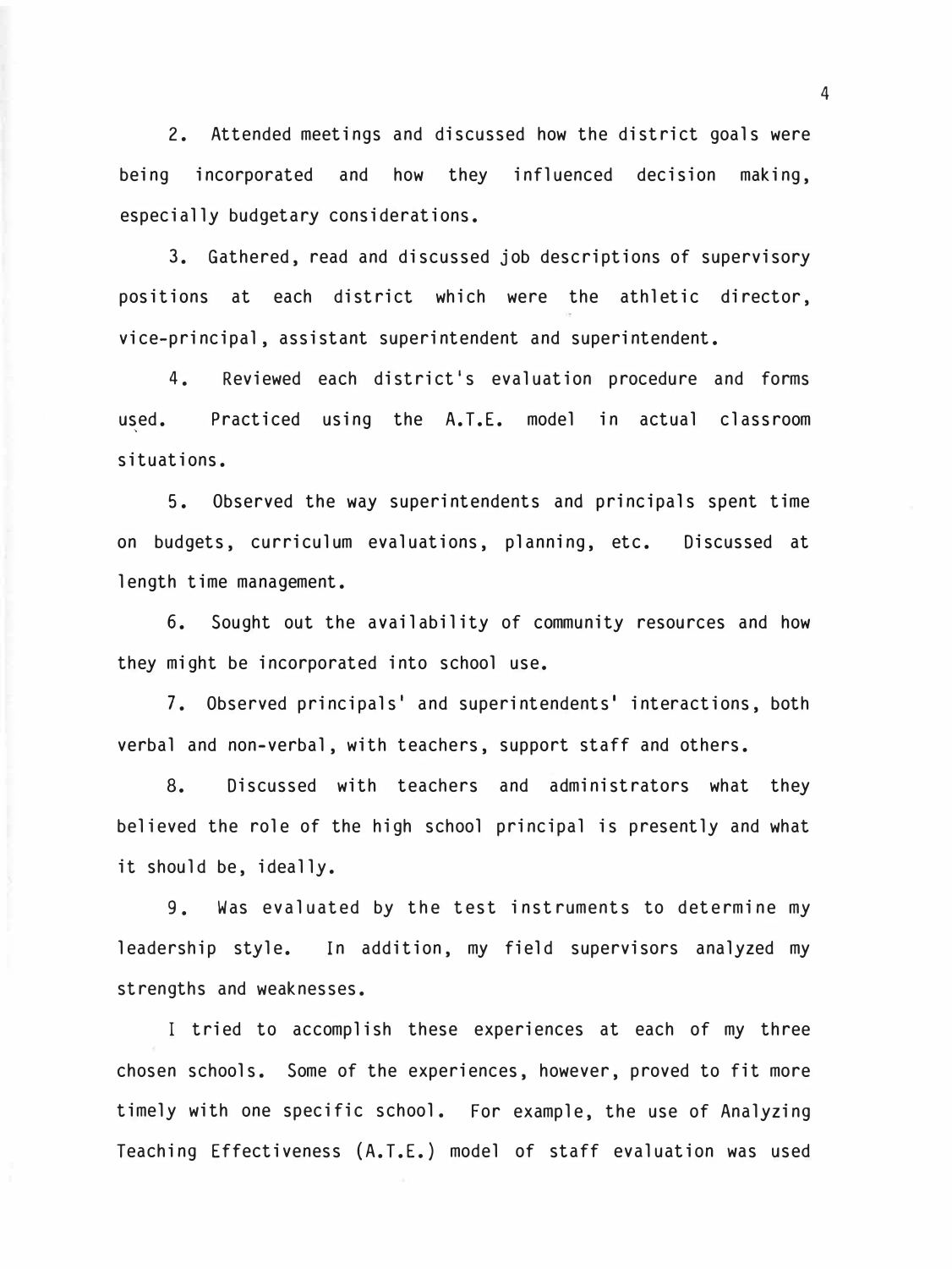2. Attended meetings and discussed how the district goals were being incorporated and how they influenced decision making, especially budgetary considerations.

3. Gathered, read and discussed job descriptions of supervisory positions at each district which were the athletic director, vice-principal, assistant superintendent and superintendent.

4. Reviewed each district's evaluation procedure and forms used. Practiced using the A.T.E. model in actual classroom situations.

5. Observed the way superintendents and principals spent time on budgets, curriculum evaluations, planning, etc. Discussed at length time management.

6. Sought out the availability of community resources and how they might be incorporated into school use.

7. Observed principals' and superintendents' interactions, both verbal and non-verbal, with teachers, support staff and others.

8. Discussed with teachers and administrators what they believed the role of the high school principal is presently and what it should be, ideally.

9. Was evaluated by the test instruments to determine my leadership style. In addition, my field supervisors analyzed my strengths and weaknesses.

I tried to accomplish these experiences at each of my three chosen schools. Some of the experiences, however, proved to fit more timely with one specific school. For example, the use of Analyzing Teaching Effectiveness (A.T.E.) model of staff evaluation was used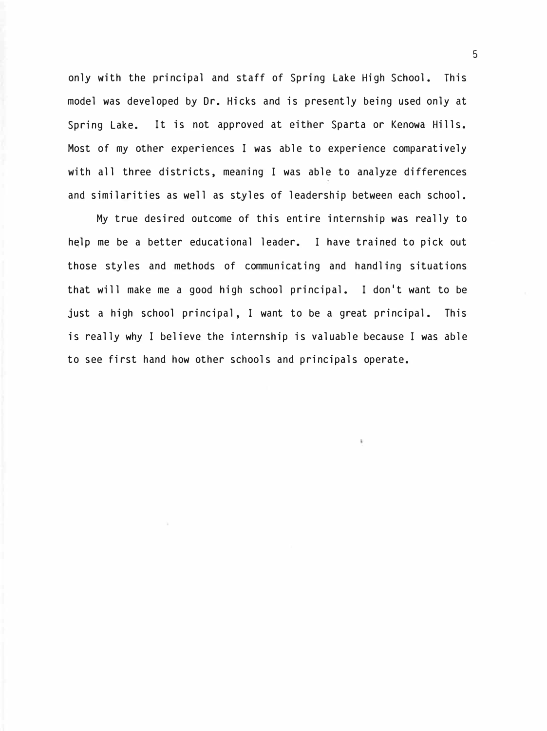only with the principal and staff of Spring Lake High School. This model was developed by Dr. Hicks and is presently being used only at Spring Lake. It is not approved at either Sparta or Kenowa Hills. Most of my other experiences I was able to experience comparatively with all three districts, meaning I was able to analyze differences and similarities as well as styles of leadership between each school.

My true desired outcome of this entire internship was really to help me be a better educational leader. I have trained to pick out those styles and methods of communicating and handling situations that will make me a good high school principal. I don't want to be just a high school principal, I want to be a great principal. This is really why I believe the internship is valuable because I was able to see first hand how other schools and principals operate.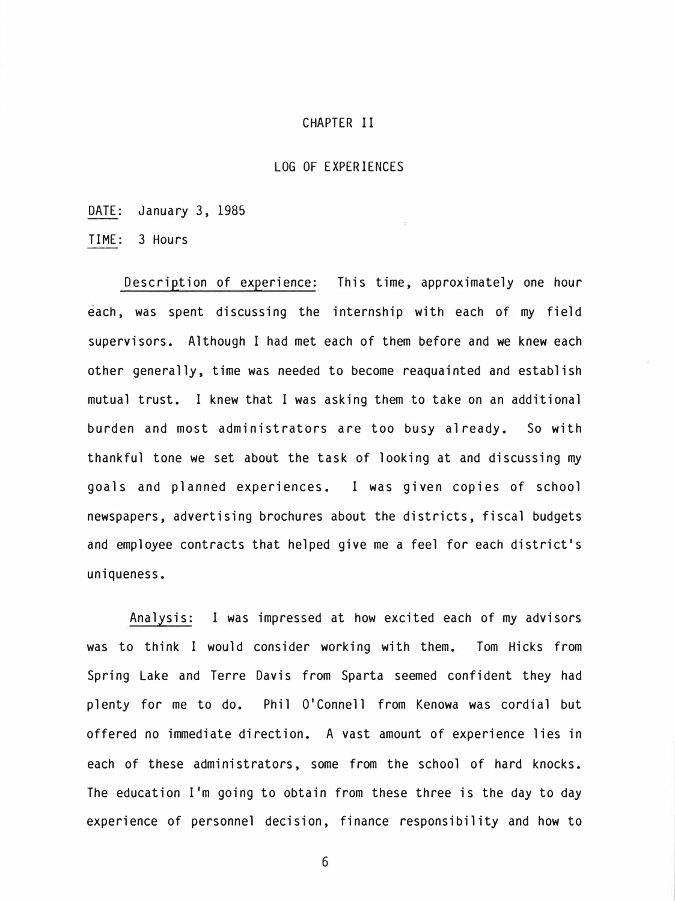# CHAPTER II

## LOG OF EXPERIENCES

DATE: January 3, 1985

TIME: 3 Hours

Description of experience: This time, approximately one hour each, was spent discussing the internship with each of my field supervisors. Although I had met each of them before and we knew each other generally, time was needed to become reaquainted and establish mutual trust. I knew that I was asking them to take on an additional burden and most administrators are too busy already. So with thankful tone we set about the task of looking at and discussing my goals and planned experiences. I was given copies of school newspapers, advertising brochures about the districts, fiscal budgets and employee contracts that helped give me a feel for each district's uniqueness.

Analysis: I was impressed at how excited each of my advisors was to think I would consider working with them. Tom Hicks from Spring Lake and Terre Davis from Sparta seemed confident they had plenty for me to do. Phil O'Connell from Kenowa was cordial but offered no immediate direction. A vast amount of experience lies in each of these administrators, some from the school of hard knocks. The education I'm going to obtain from these three is the day to day experience of personnel decision, finance responsibility and how to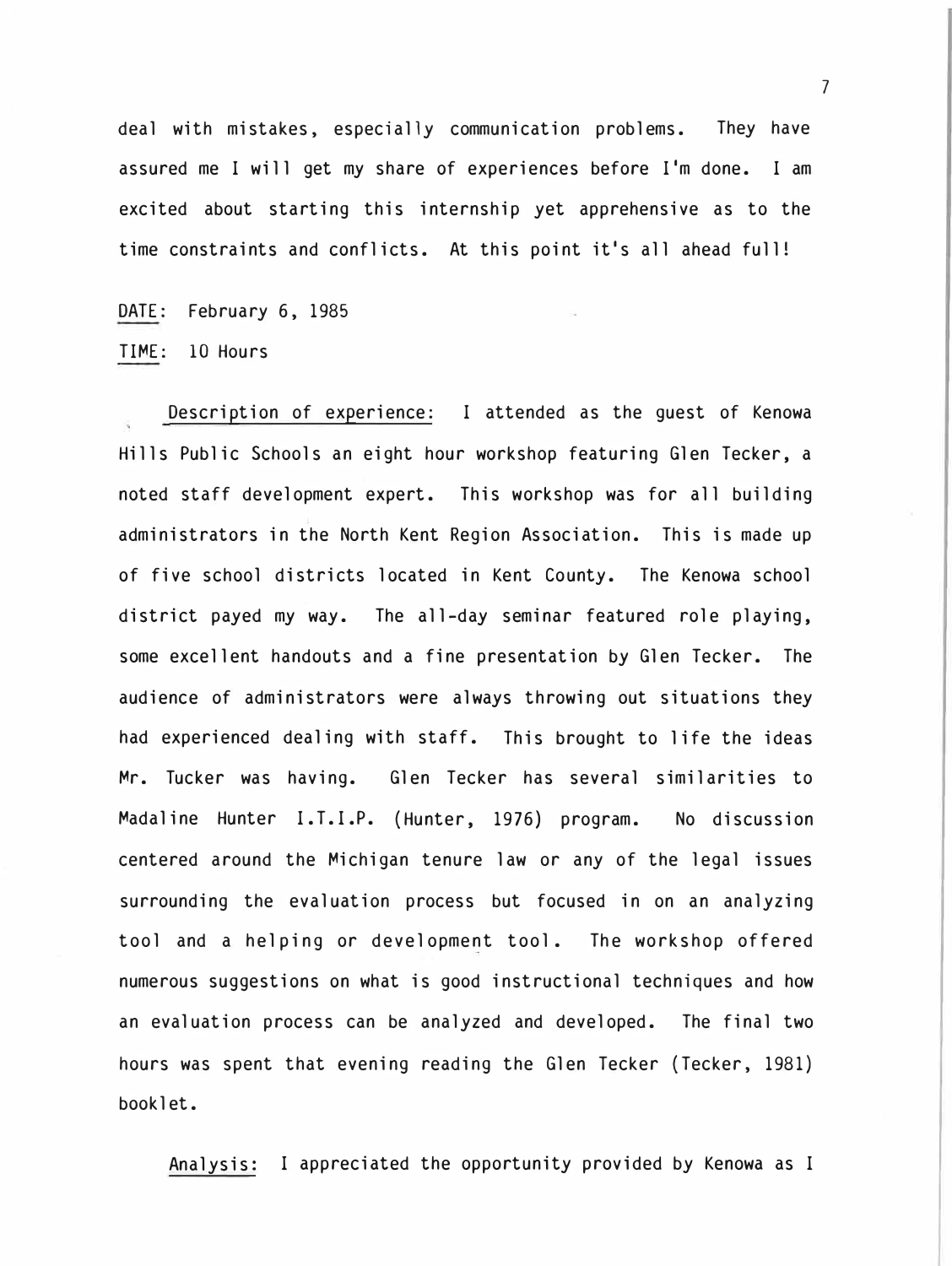deal with mistakes, especially communication problems. They have assured me I will get my share of experiences before I'm done. I am excited about starting this internship yet apprehensive as to the time constraints and conflicts. At this point it's all ahead full!

DATE: February 6, 1985

TIME: 10 Hours

Description of experience: I attended as the guest of Kenowa Hills Public Schools an eight hour workshop featuring Glen Tecker, a noted staff development expert. This workshop was for all building administrators in the North Kent Region Association. This is made up of five school districts located in Kent County. The Kenowa school district payed my way. The all-day seminar featured role playing, some excellent handouts and a fine presentation by Glen Tecker. The audience of administrators were always throwing out situations they had experienced dealing with staff. This brought to life the ideas Mr. Tucker was having. Glen Tecker has several similarities to Madaline Hunter I.T.I.P. (Hunter, 1976) program. No discussion centered around the Michigan tenure law or any of the legal issues surrounding the evaluation process but focused in on an analyzing tool and a helping or development tool. The workshop offered numerous suggestions on what is good instructional techniques and how an evaluation process can be analyzed and developed. The final two hours was spent that evening reading the Glen Tecker (Tecker, 1981) booklet.

Analysis: I appreciated the opportunity provided by Kenowa as I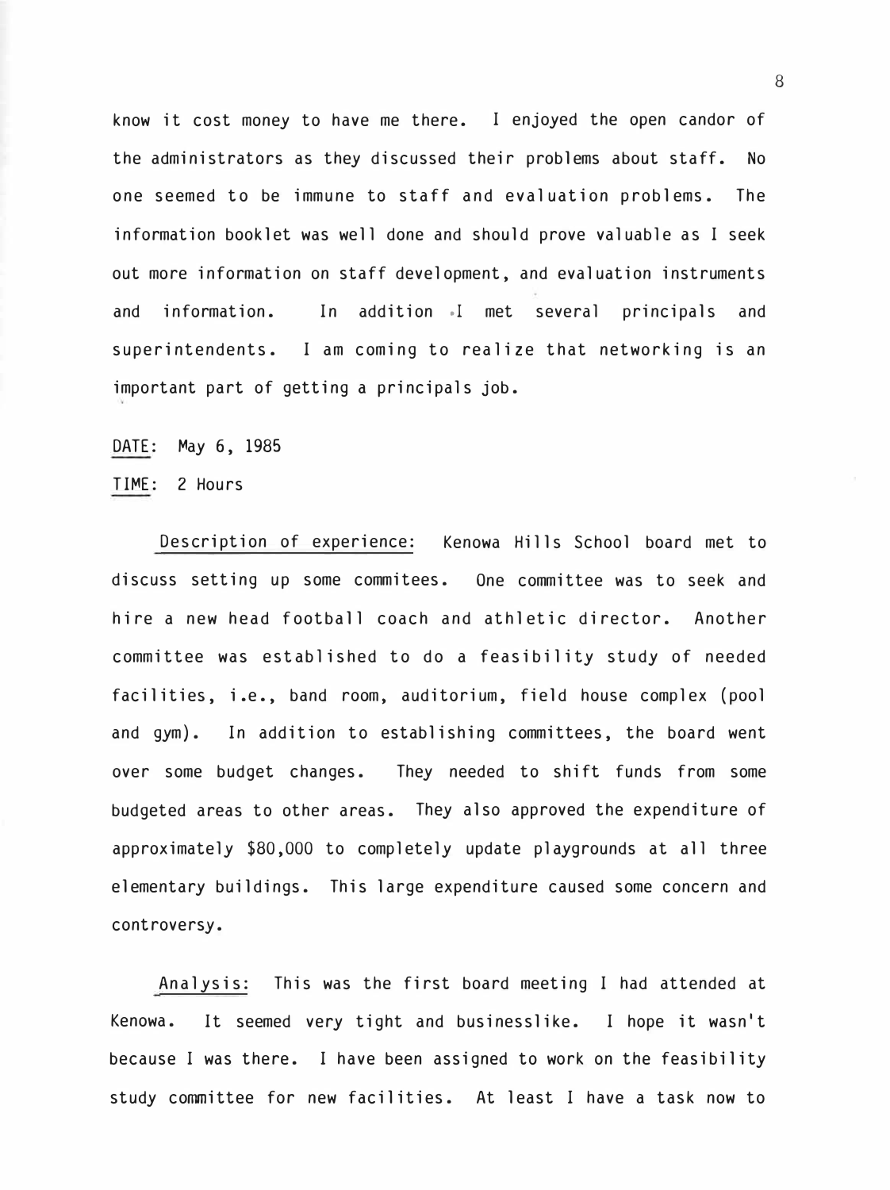know it cost money to have me there. I enjoyed the open candor of the administrators as they discussed their problems about staff. No one seemed to be immune to staff and evaluation problems. The information booklet was well done and should prove valuable as I seek out more information on staff development, and evaluation instruments and information. In addition I met several principals and superintendents. I am coming to realize that networking is an important part of getting a principals job.

DATE: May 6, 1985

TIME: 2 Hours

Description of experience: Kenowa Hills School board met to discuss setting up some commitees. One committee was to seek and hire a new head football coach and athletic director. Another committee was established to do a feasibility study of needed facilities, i.e., band room, auditorium, field house complex (pool and gym). In addition to establishing committees, the board went over some budget changes. They needed to shift funds from some budgeted areas to other areas. They also approved the expenditure of approximately $80,000 to completely update playgrounds at all three elementary buildings. This large expenditure caused some concern and controversy.

Analysis: This was the first board meeting I had attended at Kenowa. It seemed very tight and businesslike. I hope it wasn't because I was there. I have been assigned to work on the feasibility study committee for new facilities. At least I have a task now to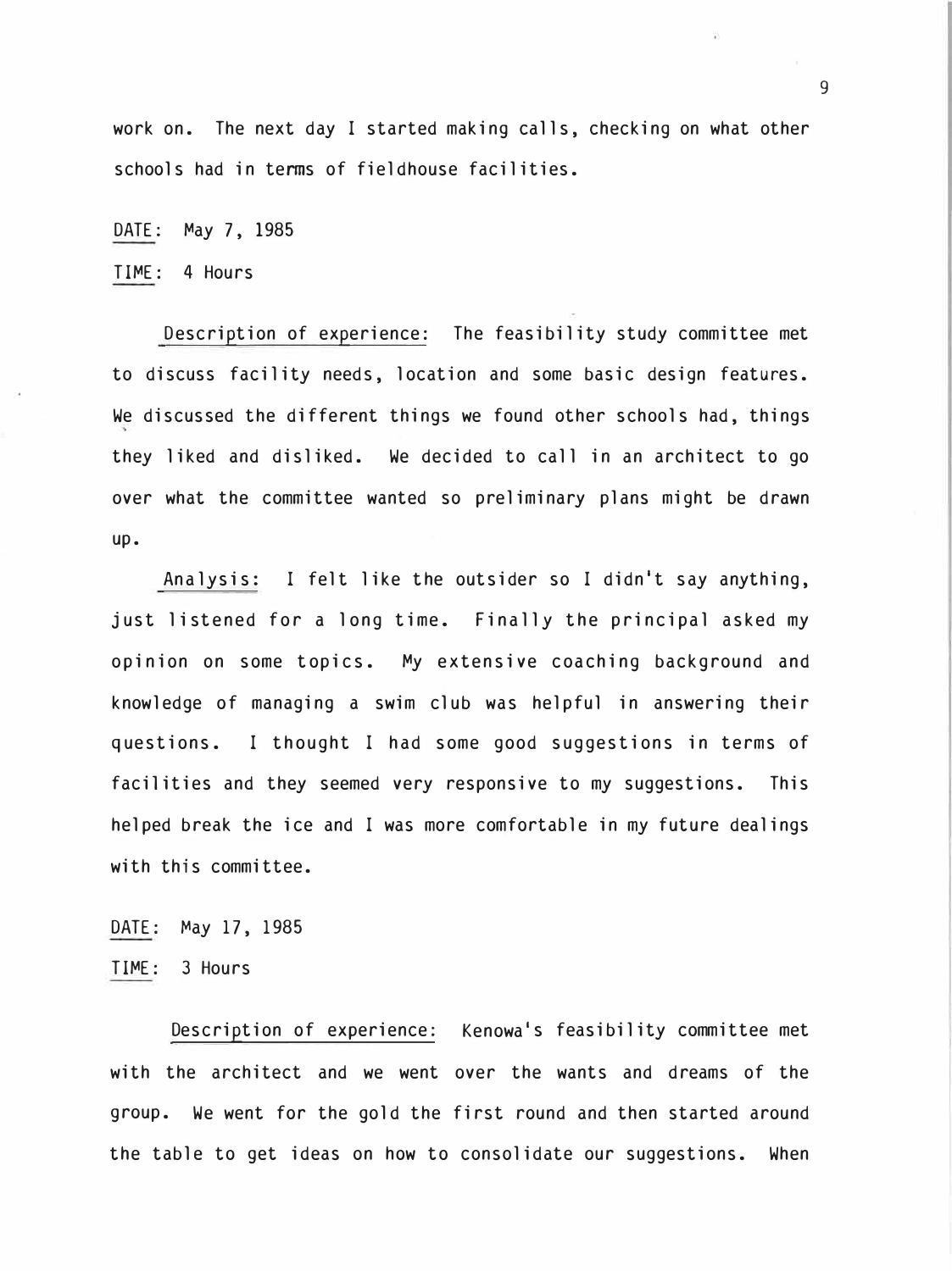work on. The next day I started making calls, checking on what other schools had in terms of fieldhouse facilities.

DATE: May 7, 1985

TIME: 4 Hours

Description of experience: The feasibility study committee met to discuss facility needs, location and some basic design features. We discussed the different things we found other schools had, things they liked and disliked. We decided to call in an architect to go over what the committee wanted so preliminary plans might be drawn up.

Analysis: I felt like the outsider so I didn't say anything, just listened for a long time. Finally the principal asked my opinion on some topics. My extensive coaching background and knowledge of managing a swim club was helpful in answering their questions. I thought I had some good suggestions in terms of facilities and they seemed very responsive to my suggestions. This helped break the ice and I was more comfortable in my future dealings with this committee.

DATE: May 17, 1985

TIME: 3 Hours

Description of experience: Kenowa's feasibility committee met with the architect and we went over the wants and dreams of the group. We went for the gold the first round and then started around the table to get ideas on how to consolidate our suggestions. When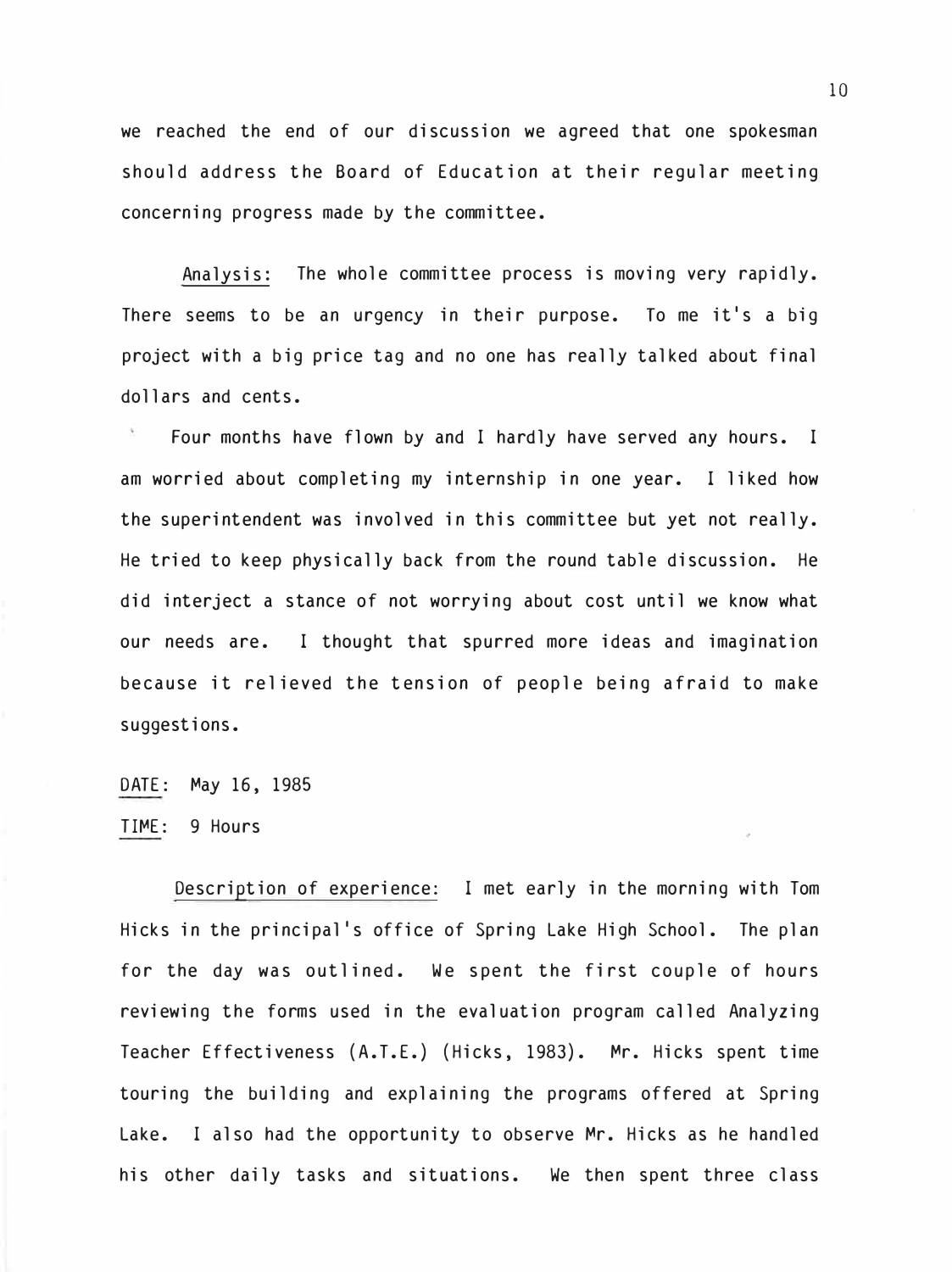we reached the end of our discussion we agreed that one spokesman should address the Board of Education at their regular meeting concerning progress made by the committee.

Analysis: The whole committee process is moving very rapidly. There seems to be an urgency in their purpose. To me it's a big project with a big price tag and no one has really talked about final dollars and cents.

Four months have flown by and I hardly have served any hours. I am worried about completing my internship in one year. I liked how the superintendent was involved in this committee but yet not really. He tried to keep physically back from the round table discussion. He did interject a stance of not worrying about cost until we know what our needs are. I thought that spurred more ideas and imagination because it relieved the tension of people being afraid to make suggestions.

DATE: May 16, 1985

TIME: 9 Hours

Description of experience: I met early in the morning with Tom Hicks in the principal's office of Spring Lake High School. The plan for the day was outlined. We spent the first couple of hours reviewing the forms used in the evaluation program called Analyzing Teacher Effectiveness (A.T.E.) (Hicks, 1983). Mr. Hicks spent time touring the building and explaining the programs offered at Spring Lake. I also had the opportunity to observe Mr. Hicks as he handled his other daily tasks and situations. We then spent three class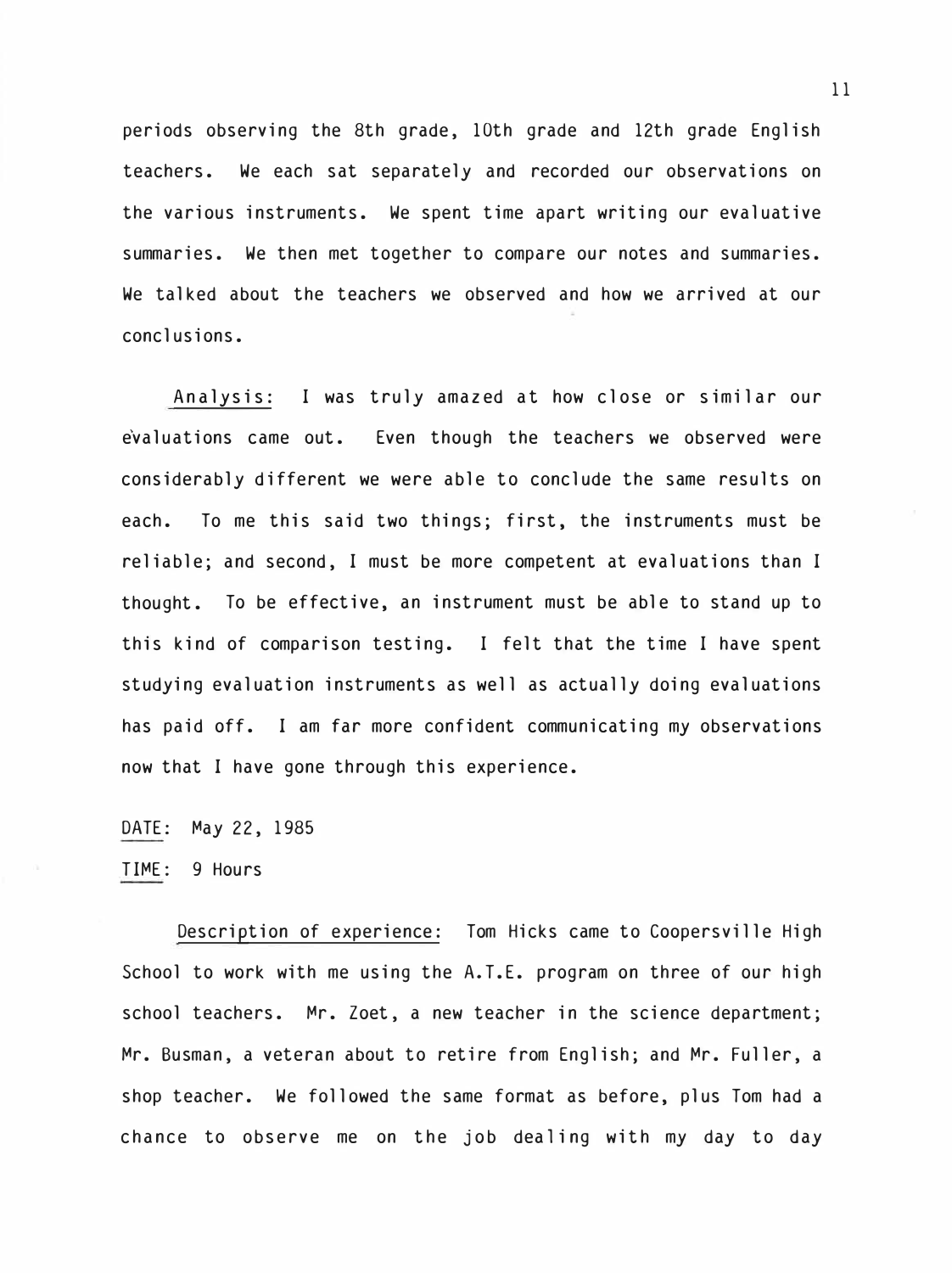periods observing the 8th grade, 10th grade and 12th grade English teachers. We each sat separately and recorded our observations on the various instruments. We spent time apart writing our evaluative summaries. We then met together to compare our notes and summaries. We talked about the teachers we observed and how we arrived at our conclusions.

Analysis: I was truly amazed at how close or similar our evaluations came out. Even though the teachers we observed were considerably different we were able to conclude the same results on each. To me this said two things; first, the instruments must be reliable; and second, I must be more competent at evaluations than I thought. To be effective, an instrument must be able to stand up to this kind of comparison testing. I felt that the time I have spent studying evaluation instruments as well as actually doing evaluations has paid off. I am far more confident communicating my observations now that I have gone through this experience.

DATE: May 22, 1985

TIME: 9 Hours

Description of experience: Tom Hicks came to Coopersville High School to work with me using the A.T.E. program on three of our high school teachers. Mr. Zoet, a new teacher in the science department; Mr. Busman, a veteran about to retire from English; and Mr. Fuller, a shop teacher. We followed the same format as before, plus Tom had a chance to observe me on the job dealing with my day to day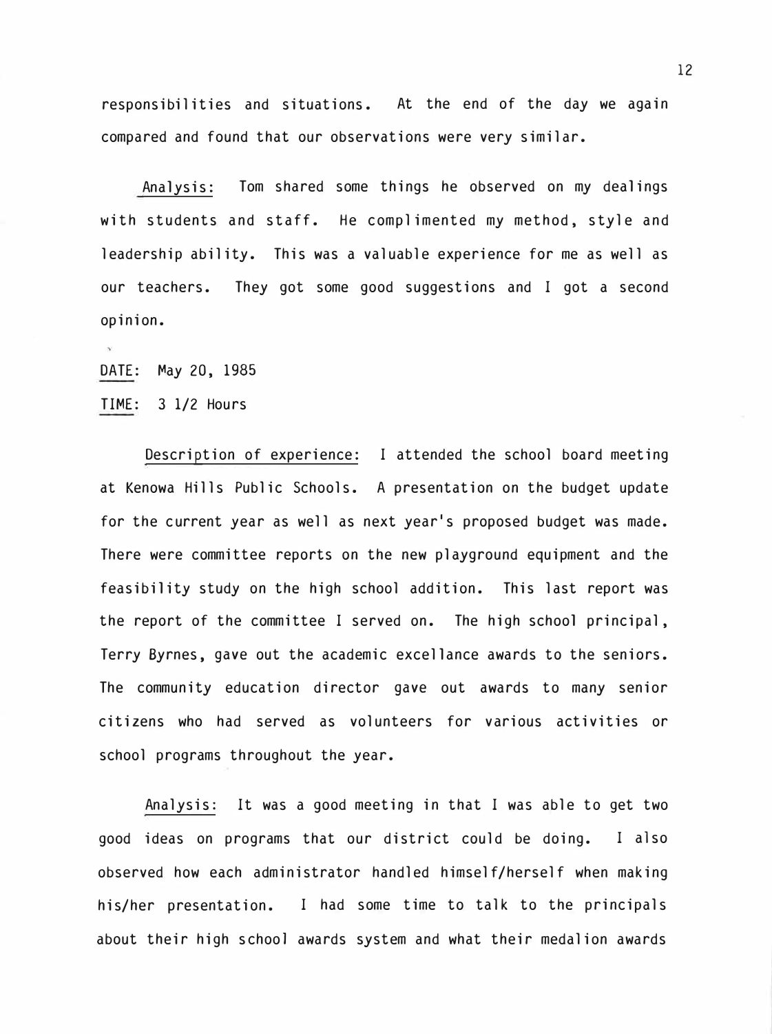responsibilities and situations. At the end of the day we again compared and found that our observations were very similar.

Analysis: Tom shared some things he observed on my dealings with students and staff. He complimented my method, style and leadership ability. This was a valuable experience for me as well as our teachers. They got some good suggestions and I got a second opinion.

DATE: May 20, 1985

TIME: 3 1/2 Hours

Description of experience: I attended the school board meeting at Kenowa Hills Public Schools. A presentation on the budget update for the current year as well as next year's proposed budget was made. There were committee reports on the new playground equipment and the feasibility study on the high school addition. This last report was the report of the committee I served on. The high school principal, Terry Byrnes, gave out the academic excellance awards to the seniors. The community education director gave out awards to many senior citizens who had served as volunteers for various activities or school programs throughout the year.

Analysis: It was a good meeting in that I was able to get two good ideas on programs that our district could be doing. I also observed how each administrator handled himself/herself when making his/her presentation. I had some time to talk to the principals about their high school awards system and what their medalion awards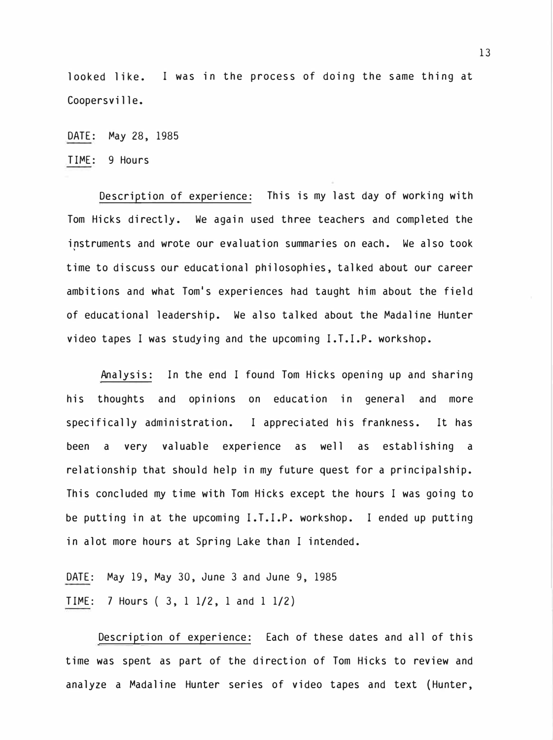looked like. I was in the process of doing the same thing at Coopersville.

DATE: May 28, 1985

TIME: 9 Hours

Description of experience: This is my last day of working with Tom Hicks directly. We again used three teachers and completed the instruments and wrote our evaluation summaries on each. We also took time to discuss our educational philosophies, talked about our career ambitions and what Tom's experiences had taught him about the field of educational leadership. We also talked about the Madaline Hunter video tapes I was studying and the upcoming I.T.I.P. workshop.

Analysis: In the end I found Tom Hicks opening up and sharing his thoughts and opinions on education in general and more specifically administration. I appreciated his frankness. It has been a very valuable experience as well as establishing a relationship that should help in my future quest for a principalship. This concluded my time with Tom Hicks except the hours I was going to be putting in at the upcoming I.T.I.P. workshop. I ended up putting in alot more hours at Spring Lake than I intended.

DATE: May 19, May 30, June 3 and June 9, 1985

TIME: 7 Hours ( 3, 1 1/2, 1 and 1 1/2)

Description of experience: Each of these dates and all of this time was spent as part of the direction of Tom Hicks to review and analyze a Madaline Hunter series of video tapes and text (Hunter,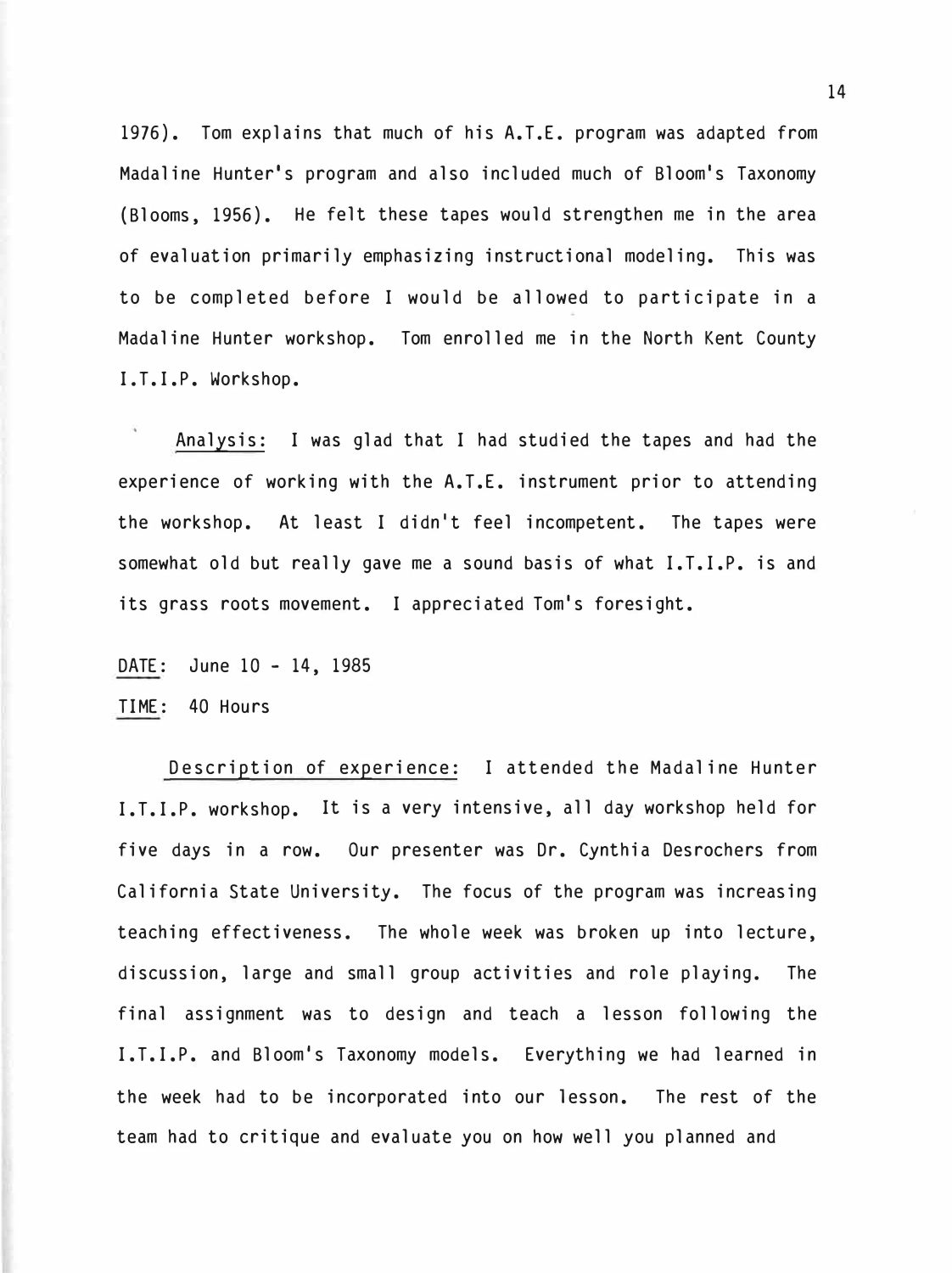1976). Tom explains that much of his A.T.E. program was adapted from Madaline Hunter's program and also included much of Bloom's Taxonomy (Blooms, 1956). He felt these tapes would strengthen me in the area of evaluation primarily emphasizing instructional modeling. This was to be completed before I would be allowed to participate in a Madaline Hunter workshop. Tom enrolled me in the North Kent County I.T.I.P. Workshop.

Analysis: I was glad that I had studied the tapes and had the experience of working with the A.T.E. instrument prior to attending the workshop. At least I didn't feel incompetent. The tapes were somewhat old but really gave me a sound basis of what I.T.I.P. is and its grass roots movement. I appreciated Tom's foresight.

DATE: June 10 - 14, 1985

TIME: 40 Hours

Description of experience: I attended the Madaline Hunter I.T.I.P. workshop. It is a very intensive, all day workshop held for five days in a row. Our presenter was Dr. Cynthia Desrochers from California State University. The focus of the program was increasing teaching effectiveness. The whole week was broken up into lecture, discussion, large and small group activities and role playing. The final assignment was to design and teach a lesson following the I.T.I.P. and Bloom's Taxonomy models. Everything we had learned in the week had to be incorporated into our lesson. The rest of the team had to critique and evaluate you on how well you planned and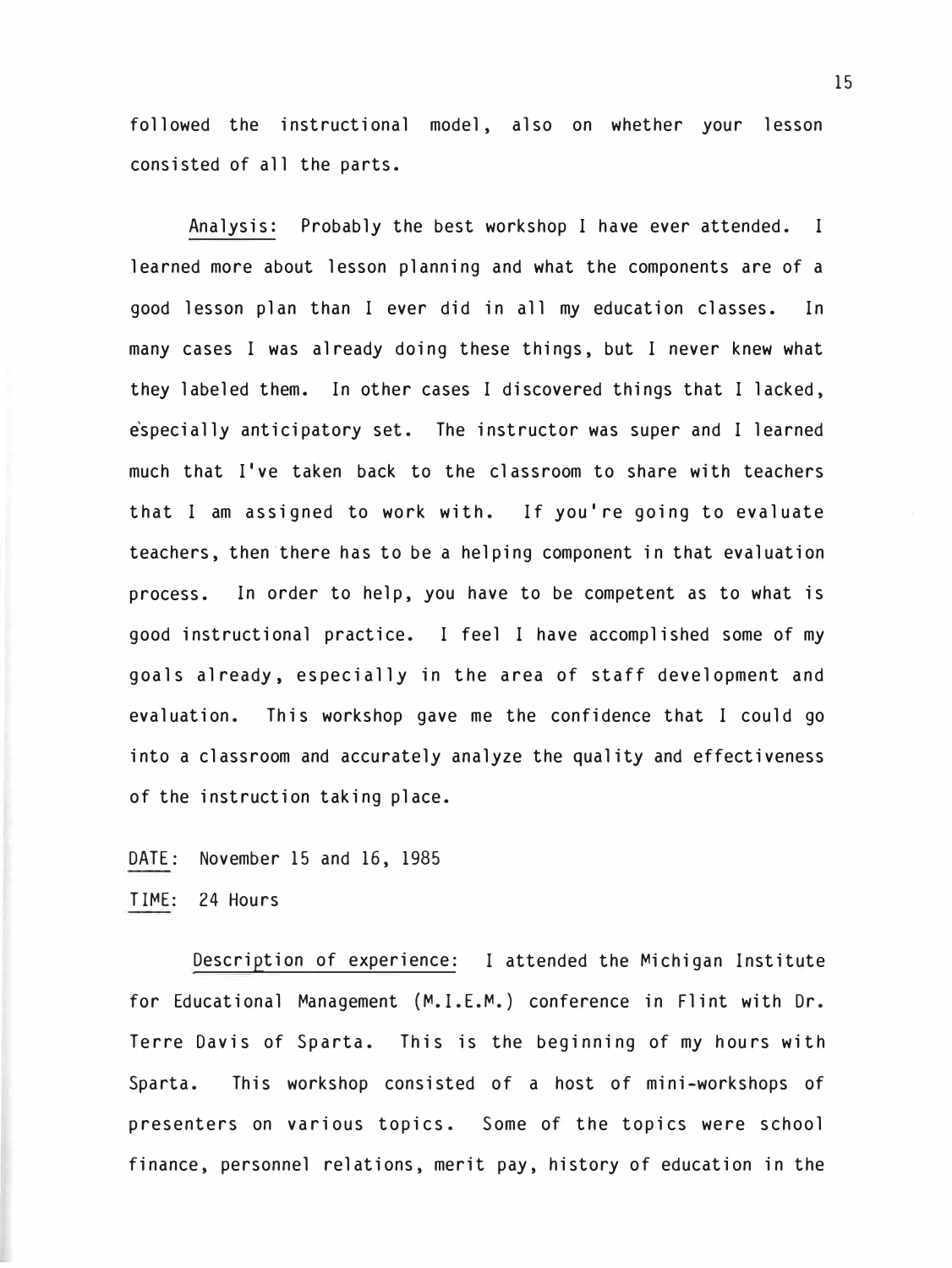followed the instructional model, also on whether your lesson consisted of all the parts.

Analysis: Probably the best workshop I have ever attended. I learned more about lesson planning and what the components are of a good lesson plan than I ever did in all my education classes. In many cases I was already doing these things, but I never knew what they labeled them. In other cases I discovered things that I lacked, especially anticipatory set. The instructor was super and I learned much that I've taken back to the classroom to share with teachers that I am assigned to work with. If you're going to evaluate teachers, then there has to be a helping component in that evaluation process. In order to help, you have to be competent as to what is good instructional practice. I feel I have accomplished some of my goals already, especially in the area of staff development and evaluation. This workshop gave me the confidence that I could go into a classroom and accurately analyze the quality and effectiveness of the instruction taking place.

DATE: November 15 and 16, 1985

TIME: 24 Hours

Description of experience: I attended the Michigan Institute for Educational Management (M.I.E.M.) conference in Flint with Dr. Terre Davis of Sparta. This is the beginning of my hours with Sparta. This workshop consisted of a host of mini-workshops of presenters on various topics. Some of the topics were school finance, personnel relations, merit pay, history of education in the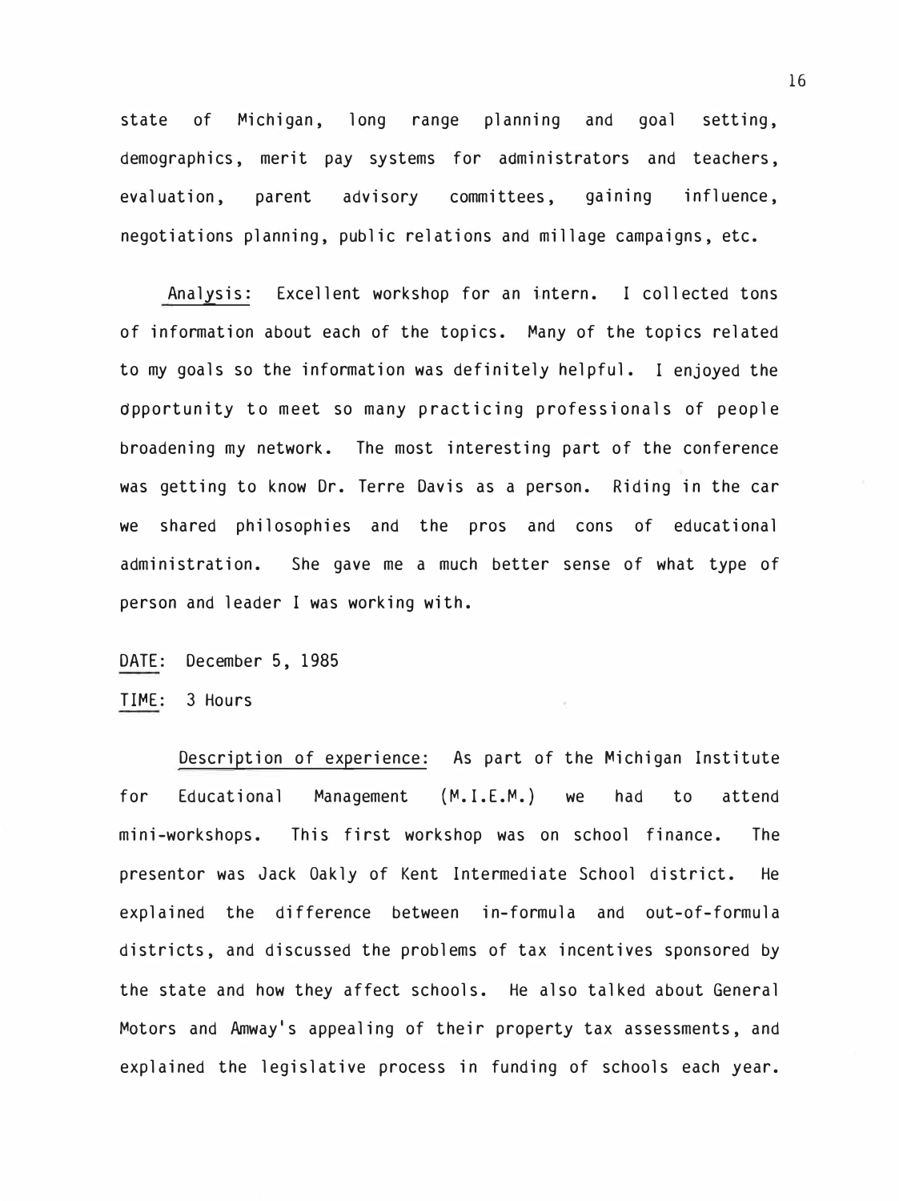state of Michigan, long range planning and goal setting, demographics, merit pay systems for administrators and teachers, evaluation, parent advisory committees, gaining influence, negotiations planning, public relations and millage campaigns, etc.

Analysis: Excellent workshop for an intern. I collected tons of information about each of the topics. Many of the topics related to my goals so the information was definitely helpful. I enjoyed the opportunity to meet so many practicing professionals of people broadening my network. The most interesting part of the conference was getting to know Dr. Terre Davis as a person. Riding in the car we shared philosophies and the pros and cons of educational administration. She gave me a much better sense of what type of person and leader I was working with.

DATE: December 5, 1985

TIME: 3 Hours

Description of experience: As part of the Michigan Institute for Educational Management (M.I.E.M.) we had to attend mini-workshops. This first workshop was on school finance. The presentor was Jack Oakly of Kent Intermediate School district. He explained the difference between in-formula and out-of-formula districts, and discussed the problems of tax incentives sponsored by the state and how they affect schools. He also talked about General Motors and Amway's appealing of their property tax assessments, and explained the legislative process in funding of schools each year.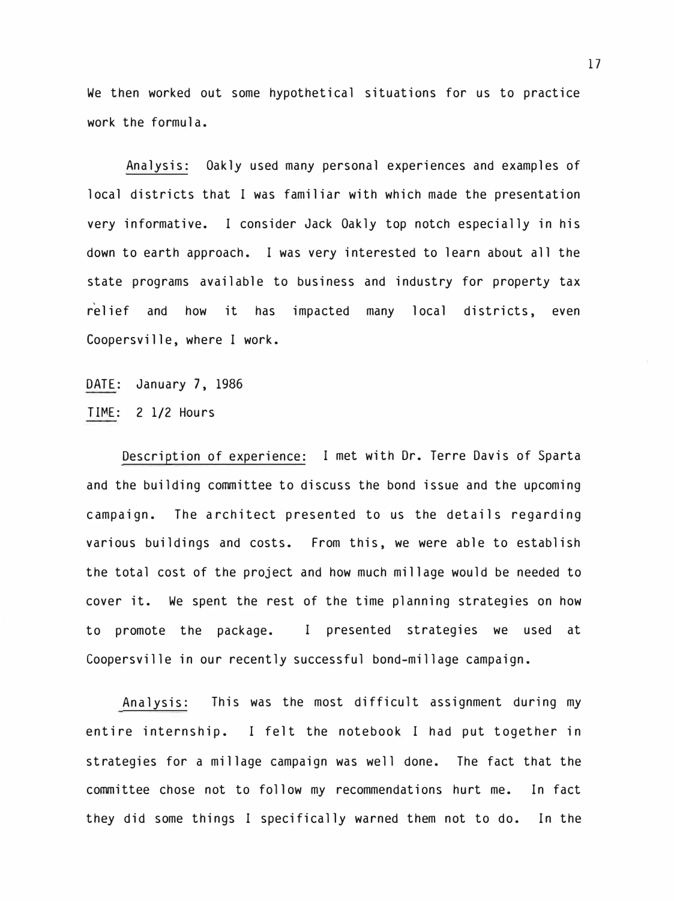We then worked out some hypothetical situations for us to practice work the formula.

Analysis: Oakly used many personal experiences and examples of local districts that I was familiar with which made the presentation very informative. I consider Jack Oakly top notch especially in his down to earth approach. I was very interested to learn about all the state programs available to business and industry for property tax relief and how it has impacted many local districts, even Coopersville, where I work.

DATE: January 7, 1986

TIME: 2 1/2 Hours

Description of experience: I met with Dr. Terre Davis of Sparta and the building committee to discuss the bond issue and the upcoming campaign. The architect presented to us the details regarding various buildings and costs. From this, we were able to establish the total cost of the project and how much millage would be needed to cover it. We spent the rest of the time planning strategies on how to promote the package. I presented strategies we used at Coopersville in our recently successful bond-millage campaign.

Analysis: This was the most difficult assignment during my entire internship. I felt the notebook I had put together in strategies for a millage campaign was well done. The fact that the committee chose not to follow my recommendations hurt me. In fact they did some things I specifically warned them not to do. In the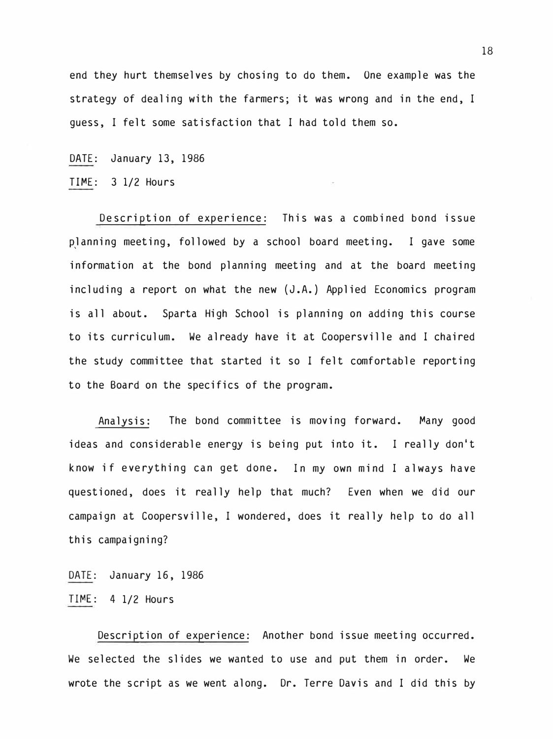end they hurt themselves by chosing to do them. One example was the strategy of dealing with the farmers; it was wrong and in the end, I guess, I felt some satisfaction that I had told them so.

<u>DATE</u>: January 13, 1986

<u>TIME</u>: 3 1/2 Hours

<u>Description of experience</u>: This was a combined bond issue planning meeting, followed by a school board meeting. I gave some information at the bond planning meeting and at the board meeting including a report on what the new (J.A.) Applied Economics program is all about. Sparta High School is planning on adding this course to its curriculum. We already have it at Coopersville and I chaired the study committee that started it so I felt comfortable reporting to the Board on the specifics of the program.

<u>Analysis</u>: The bond committee is moving forward. Many good ideas and considerable energy is being put into it. I really don't know if everything can get done. In my own mind I always have questioned, does it really help that much? Even when we did our campaign at Coopersville, I wondered, does it really help to do all this campaigning?

<u>DATE</u>: January 16, 1986

<u>TIME</u>: 4 1/2 Hours

<u>Description of experience</u>: Another bond issue meeting occurred. We selected the slides we wanted to use and put them in order. We wrote the script as we went along. Dr. Terre Davis and I did this by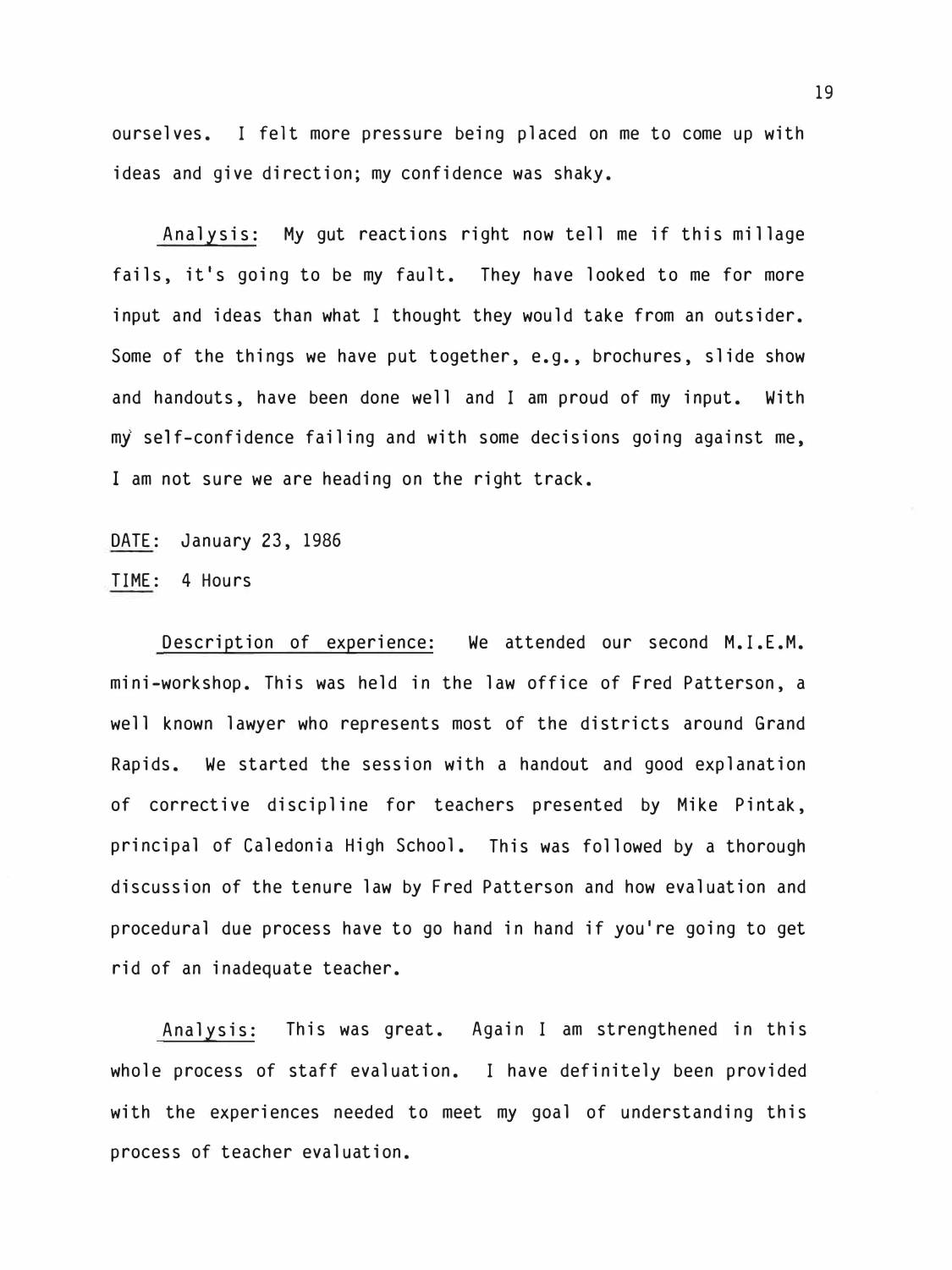ourselves. I felt more pressure being placed on me to come up with ideas and give direction; my confidence was shaky.

Analysis: My gut reactions right now tell me if this millage fails, it's going to be my fault. They have looked to me for more input and ideas than what I thought they would take from an outsider. Some of the things we have put together, e.g., brochures, slide show and handouts, have been done well and I am proud of my input. With my self-confidence failing and with some decisions going against me, I am not sure we are heading on the right track.

DATE: January 23, 1986

TIME: 4 Hours

Description of experience: We attended our second M.I.E.M. mini-workshop. This was held in the law office of Fred Patterson, a well known lawyer who represents most of the districts around Grand Rapids. We started the session with a handout and good explanation of corrective discipline for teachers presented by Mike Pintak, principal of Caledonia High School. This was followed by a thorough discussion of the tenure law by Fred Patterson and how evaluation and procedural due process have to go hand in hand if you're going to get rid of an inadequate teacher.

Analysis: This was great. Again I am strengthened in this whole process of staff evaluation. I have definitely been provided with the experiences needed to meet my goal of understanding this process of teacher evaluation.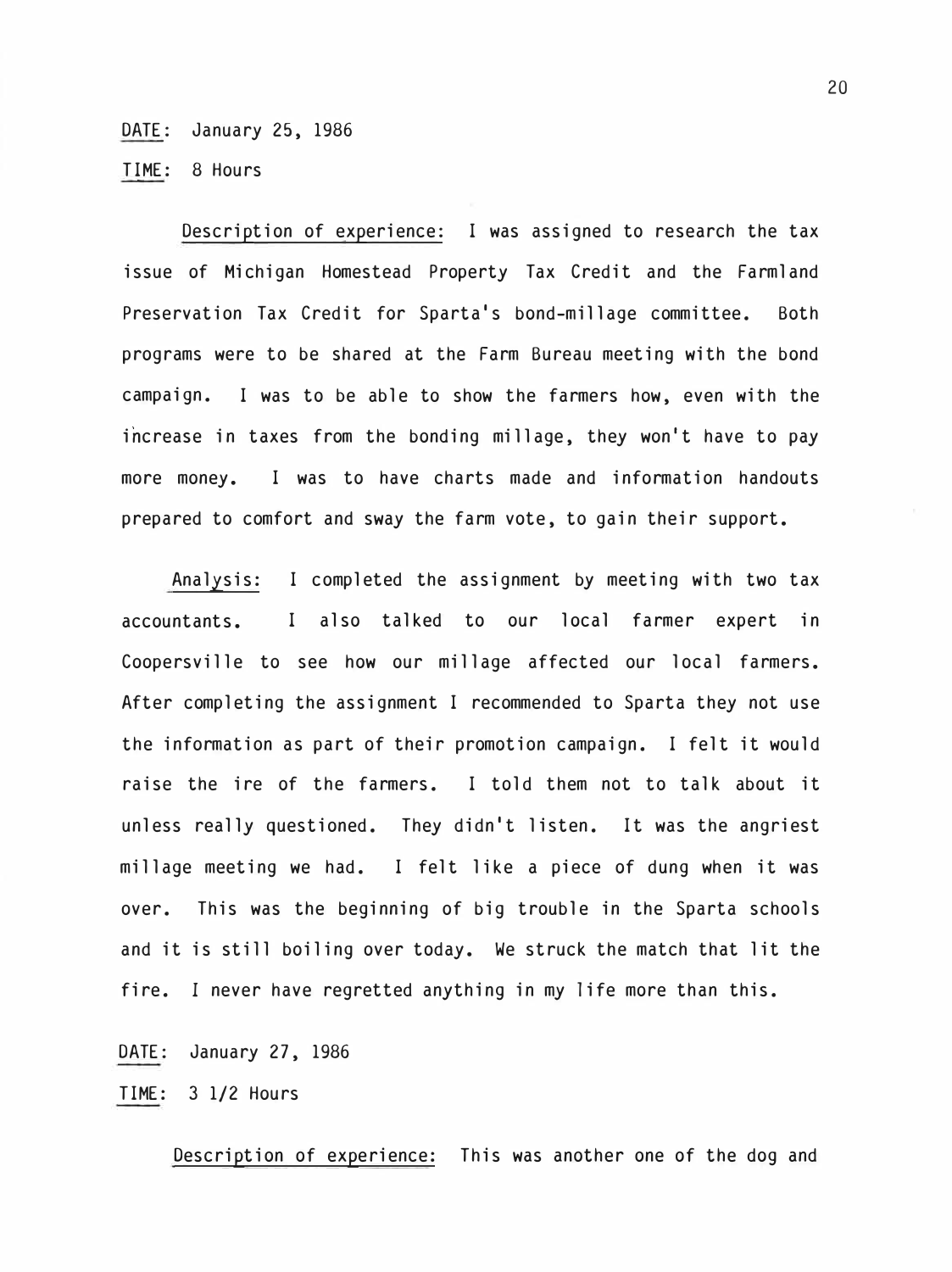DATE: January 25, 1986

TIME: 8 Hours

Description of experience: I was assigned to research the tax issue of Michigan Homestead Property Tax Credit and the Farmland Preservation Tax Credit for Sparta's bond-millage committee. Both programs were to be shared at the Farm Bureau meeting with the bond campaign. I was to be able to show the farmers how, even with the increase in taxes from the bonding millage, they won't have to pay more money. I was to have charts made and information handouts prepared to comfort and sway the farm vote, to gain their support.

Analysis: I completed the assignment by meeting with two tax accountants. I also talked to our local farmer expert in Coopersville to see how our millage affected our local farmers. After completing the assignment I recommended to Sparta they not use the information as part of their promotion campaign. I felt it would raise the ire of the farmers. I told them not to talk about it unless really questioned. They didn't listen. It was the angriest millage meeting we had. I felt like a piece of dung when it was over. This was the beginning of big trouble in the Sparta schools and it is still boiling over today. We struck the match that lit the fire. I never have regretted anything in my life more than this.

DATE: January 27, 1986

TIME: 3 1/2 Hours

Description of experience: This was another one of the dog and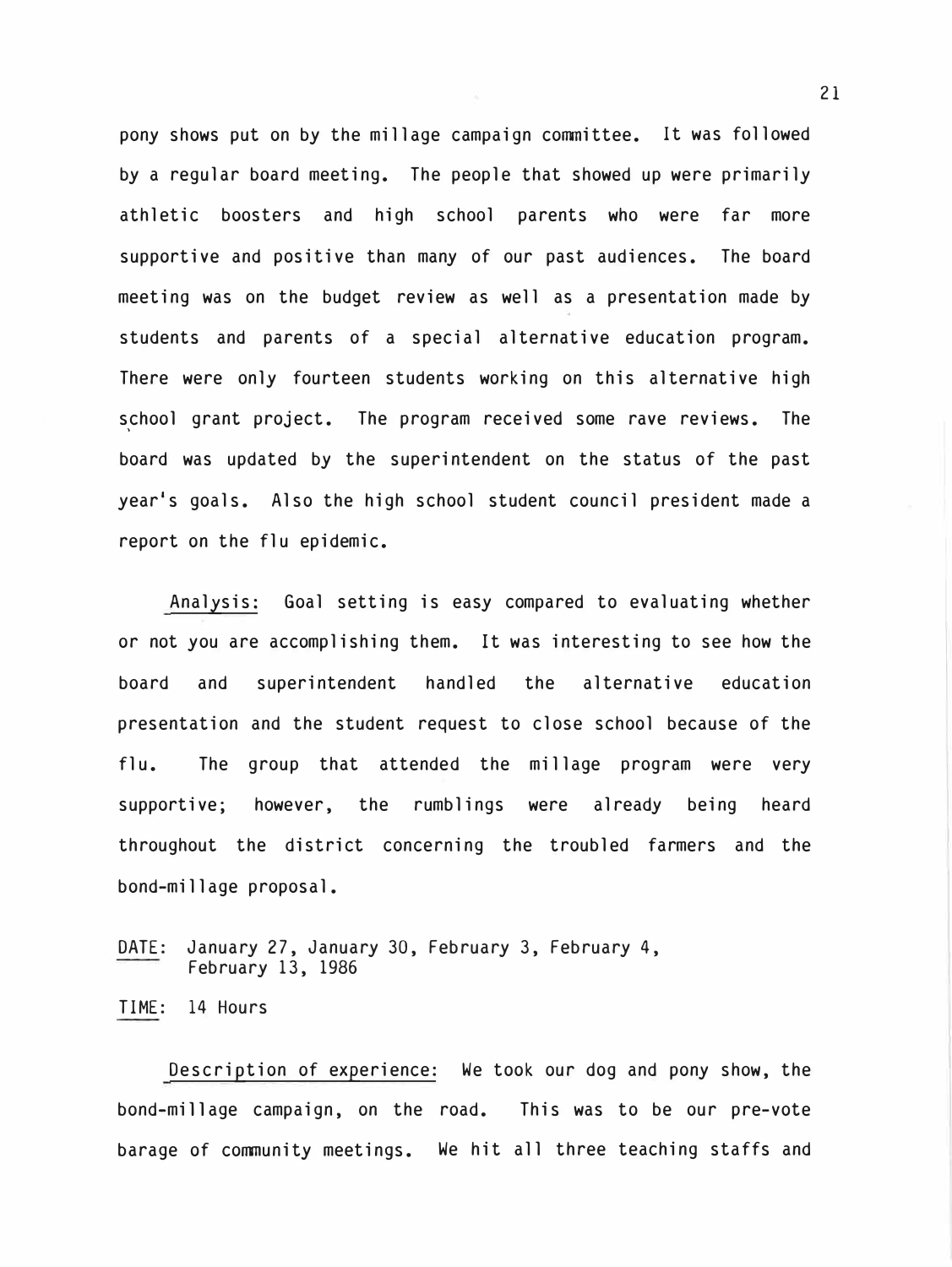pony shows put on by the millage campaign committee. It was followed by a regular board meeting. The people that showed up were primarily athletic boosters and high school parents who were far more supportive and positive than many of our past audiences. The board meeting was on the budget review as well as a presentation made by students and parents of a special alternative education program. There were only fourteen students working on this alternative high school grant project. The program received some rave reviews. The board was updated by the superintendent on the status of the past year's goals. Also the high school student council president made a report on the flu epidemic.

Analysis: Goal setting is easy compared to evaluating whether or not you are accomplishing them. It was interesting to see how the board and superintendent handled the alternative education presentation and the student request to close school because of the flu. The group that attended the millage program were very supportive; however, the rumblings were already being heard throughout the district concerning the troubled farmers and the bond-millage proposal.

DATE: January 27, January 30, February 3, February 4, February 13, 1986

TIME: 14 Hours

Description of experience: We took our dog and pony show, the bond-millage campaign, on the road. This was to be our pre-vote barage of community meetings. We hit all three teaching staffs and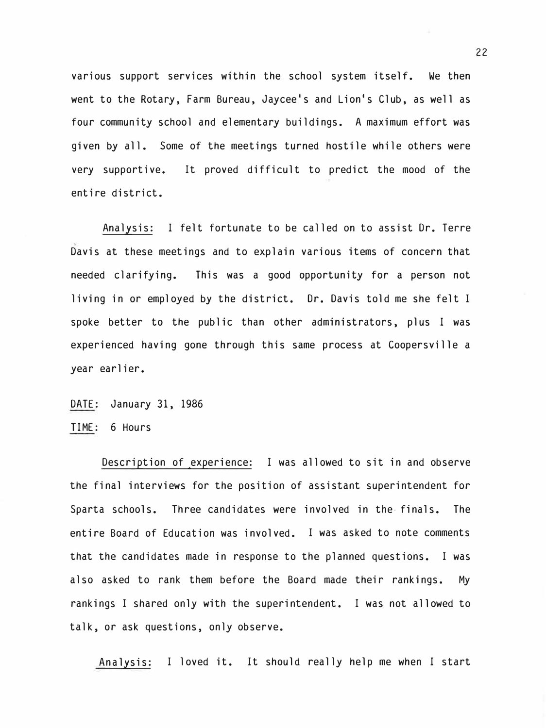various support services within the school system itself. We then went to the Rotary, Farm Bureau, Jaycee's and Lion's Club, as well as four community school and elementary buildings. A maximum effort was given by all. Some of the meetings turned hostile while others were very supportive. It proved difficult to predict the mood of the entire district.

<u>Analysis:</u> I felt fortunate to be called on to assist Dr. Terre Davis at these meetings and to explain various items of concern that needed clarifying. This was a good opportunity for a person not living in or employed by the district. Dr. Davis told me she felt I spoke better to the public than other administrators, plus I was experienced having gone through this same process at Coopersville a year earlier.

<u>DATE:</u> January 31, 1986

<u>TIME:</u> 6 Hours

<u>Description of experience:</u> I was allowed to sit in and observe the final interviews for the position of assistant superintendent for Sparta schools. Three candidates were involved in the finals. The entire Board of Education was involved. I was asked to note comments that the candidates made in response to the planned questions. I was also asked to rank them before the Board made their rankings. My rankings I shared only with the superintendent. I was not allowed to talk, or ask questions, only observe.

<u>Analysis:</u> I loved it. It should really help me when I start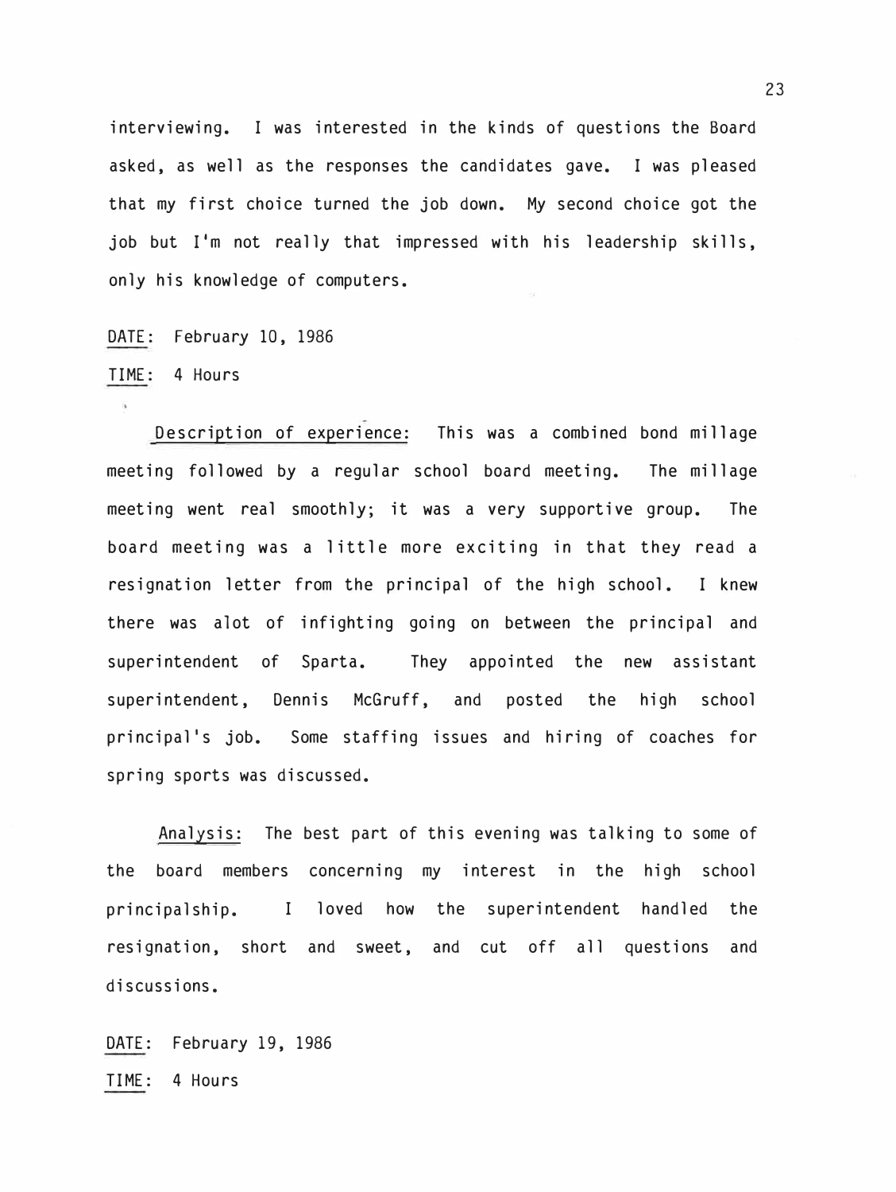interviewing. I was interested in the kinds of questions the Board asked, as well as the responses the candidates gave. I was pleased that my first choice turned the job down. My second choice got the job but I'm not really that impressed with his leadership skills, only his knowledge of computers.

DATE: February 10, 1986

TIME: 4 Hours

Description of experience: This was a combined bond millage meeting followed by a regular school board meeting. The millage meeting went real smoothly; it was a very supportive group. The board meeting was a little more exciting in that they read a resignation letter from the principal of the high school. I knew there was alot of infighting going on between the principal and superintendent of Sparta. They appointed the new assistant superintendent, Dennis McGruff, and posted the high school principal's job. Some staffing issues and hiring of coaches for spring sports was discussed.

Analysis: The best part of this evening was talking to some of the board members concerning my interest in the high school principalship. I loved how the superintendent handled the resignation, short and sweet, and cut off all questions and discussions.

DATE: February 19, 1986

TIME: 4 Hours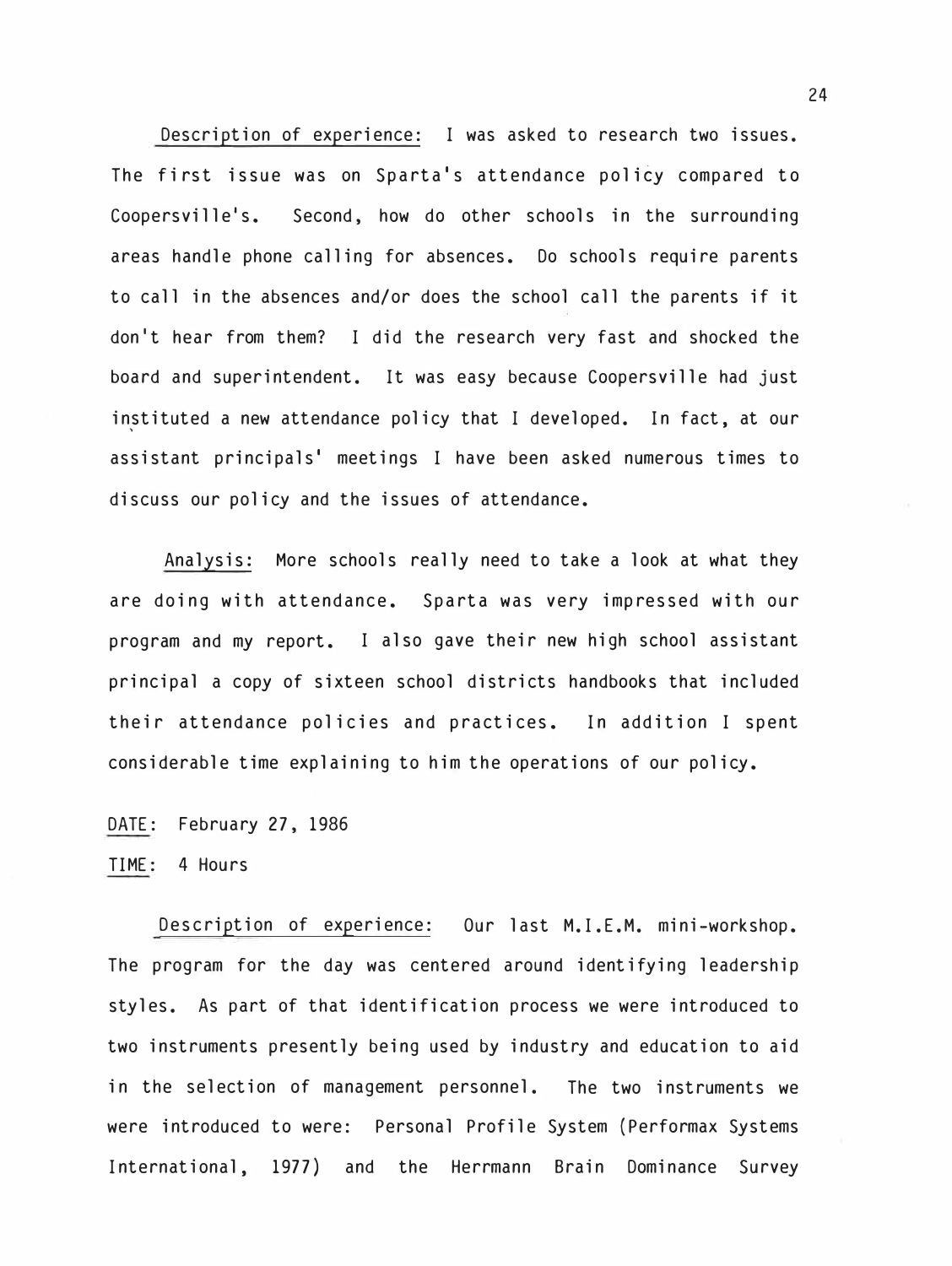Description of experience: I was asked to research two issues. The first issue was on Sparta's attendance policy compared to Coopersville's. Second, how do other schools in the surrounding areas handle phone calling for absences. Do schools require parents to call in the absences and/or does the school call the parents if it don't hear from them? I did the research very fast and shocked the board and superintendent. It was easy because Coopersville had just instituted a new attendance policy that I developed. In fact, at our assistant principals' meetings I have been asked numerous times to discuss our policy and the issues of attendance.

Analysis: More schools really need to take a look at what they are doing with attendance. Sparta was very impressed with our program and my report. I also gave their new high school assistant principal a copy of sixteen school districts handbooks that included their attendance policies and practices. In addition I spent considerable time explaining to him the operations of our policy.

DATE: February 27, 1986

TIME: 4 Hours

Description of experience: Our last M.I.E.M. mini-workshop. The program for the day was centered around identifying leadership styles. As part of that identification process we were introduced to two instruments presently being used by industry and education to aid in the selection of management personnel. The two instruments we were introduced to were: Personal Profile System (Performax Systems International, 1977) and the Herrmann Brain Dominance Survey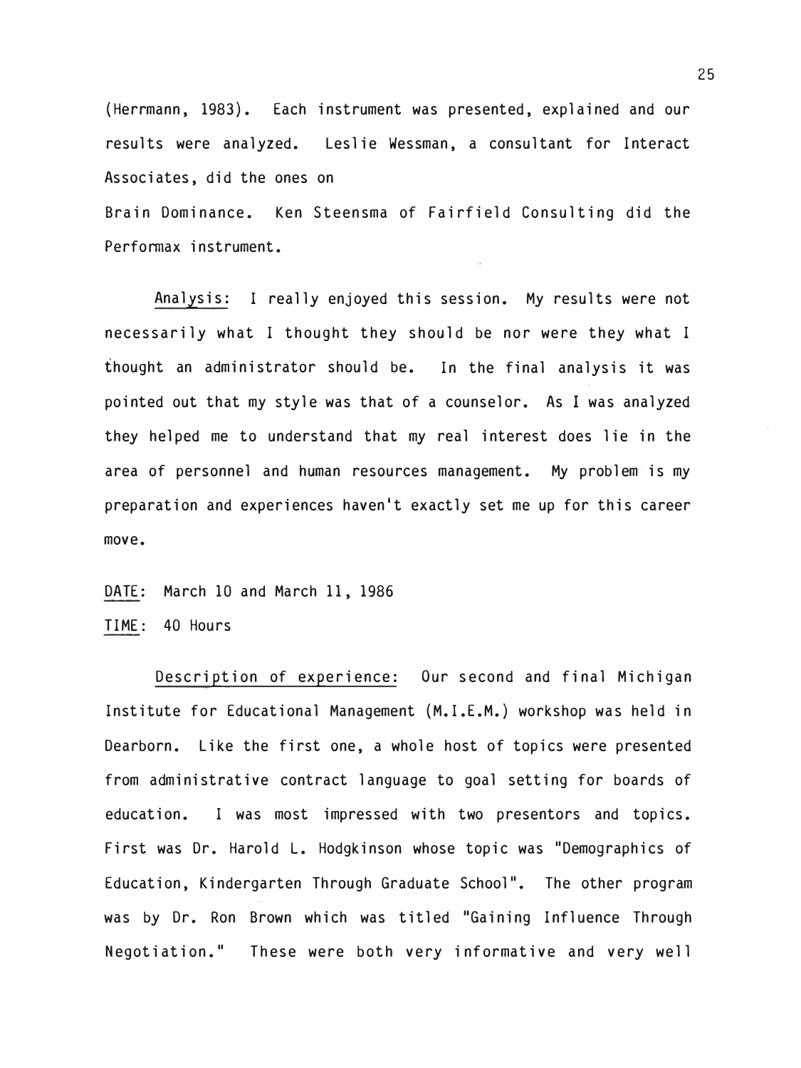(Herrmann, 1983). Each instrument was presented, explained and our results were analyzed. Leslie Wessman, a consultant for Interact Associates, did the ones on Brain Dominance. Ken Steensma of Fairfield Consulting did the Performax instrument.

Analysis: I really enjoyed this session. My results were not necessarily what I thought they should be nor were they what I thought an administrator should be. In the final analysis it was pointed out that my style was that of a counselor. As I was analyzed they helped me to understand that my real interest does lie in the area of personnel and human resources management. My problem is my preparation and experiences haven't exactly set me up for this career move.

DATE: March 10 and March 11, 1986

TIME: 40 Hours

Description of experience: Our second and final Michigan Institute for Educational Management (M.I.E.M.) workshop was held in Dearborn. Like the first one, a whole host of topics were presented from administrative contract language to goal setting for boards of education. I was most impressed with two presentors and topics. First was Dr. Harold L. Hodgkinson whose topic was "Demographics of Education, Kindergarten Through Graduate School". The other program was by Dr. Ron Brown which was titled "Gaining Influence Through Negotiation." These were both very informative and very well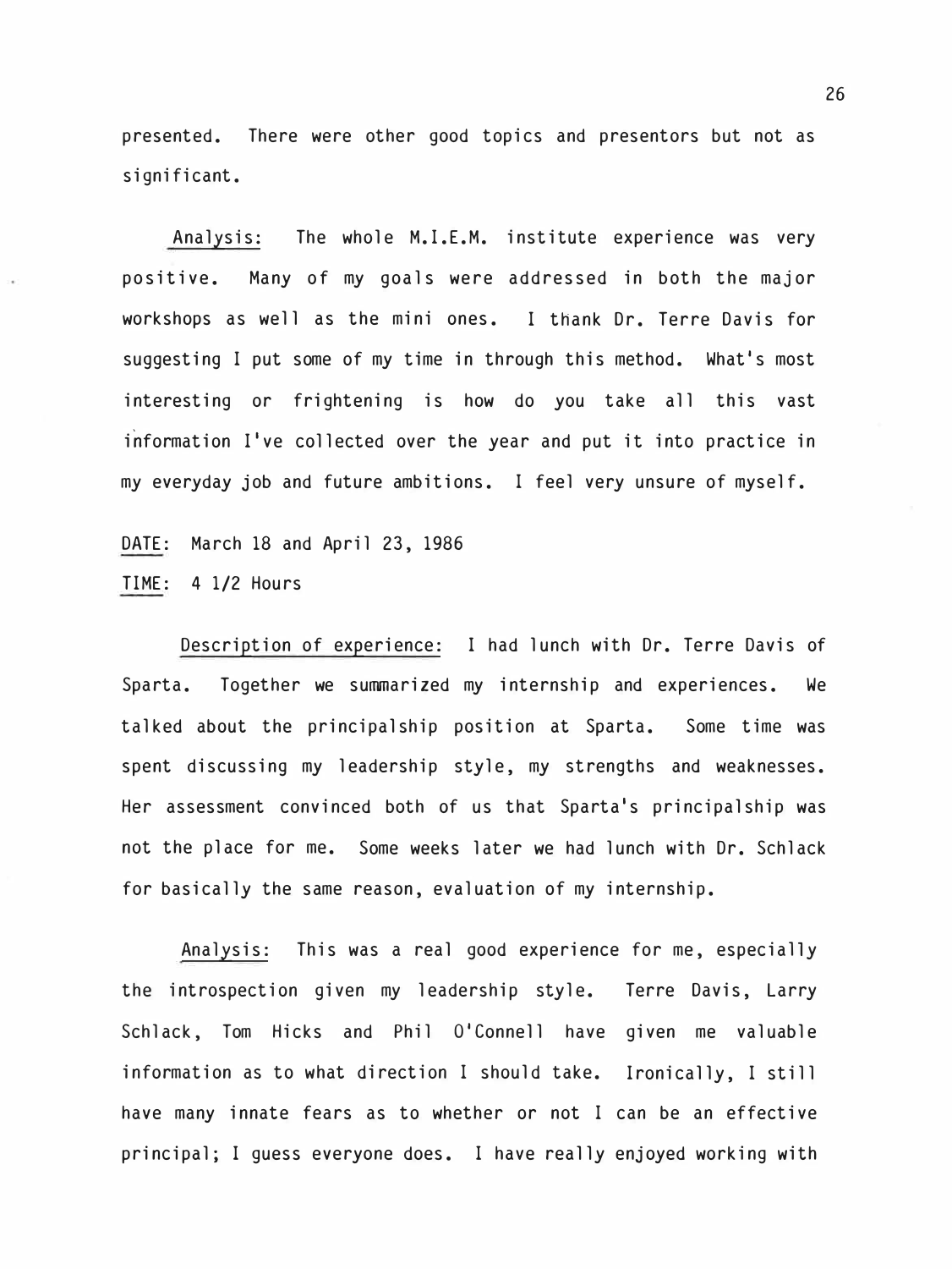presented. There were other good topics and presentors but not as significant.

Analysis: The whole M.I.E.M. institute experience was very positive. Many of my goals were addressed in both the major workshops as well as the mini ones. I thank Dr. Terre Davis for suggesting I put some of my time in through this method. What's most interesting or frightening is how do you take all this vast information I've collected over the year and put it into practice in my everyday job and future ambitions. I feel very unsure of myself.

DATE: March 18 and April 23, 1986

TIME: 4 1/2 Hours

Description of experience: I had lunch with Dr. Terre Davis of Sparta. Together we summarized my internship and experiences. We talked about the principalship position at Sparta. Some time was spent discussing my leadership style, my strengths and weaknesses. Her assessment convinced both of us that Sparta's principalship was not the place for me. Some weeks later we had lunch with Dr. Schlack for basically the same reason, evaluation of my internship.

Analysis: This was a real good experience for me, especially the introspection given my leadership style. Terre Davis, Larry Schlack, Tom Hicks and Phil O'Connell have given me valuable information as to what direction I should take. Ironically, I still have many innate fears as to whether or not I can be an effective principal; I guess everyone does. I have really enjoyed working with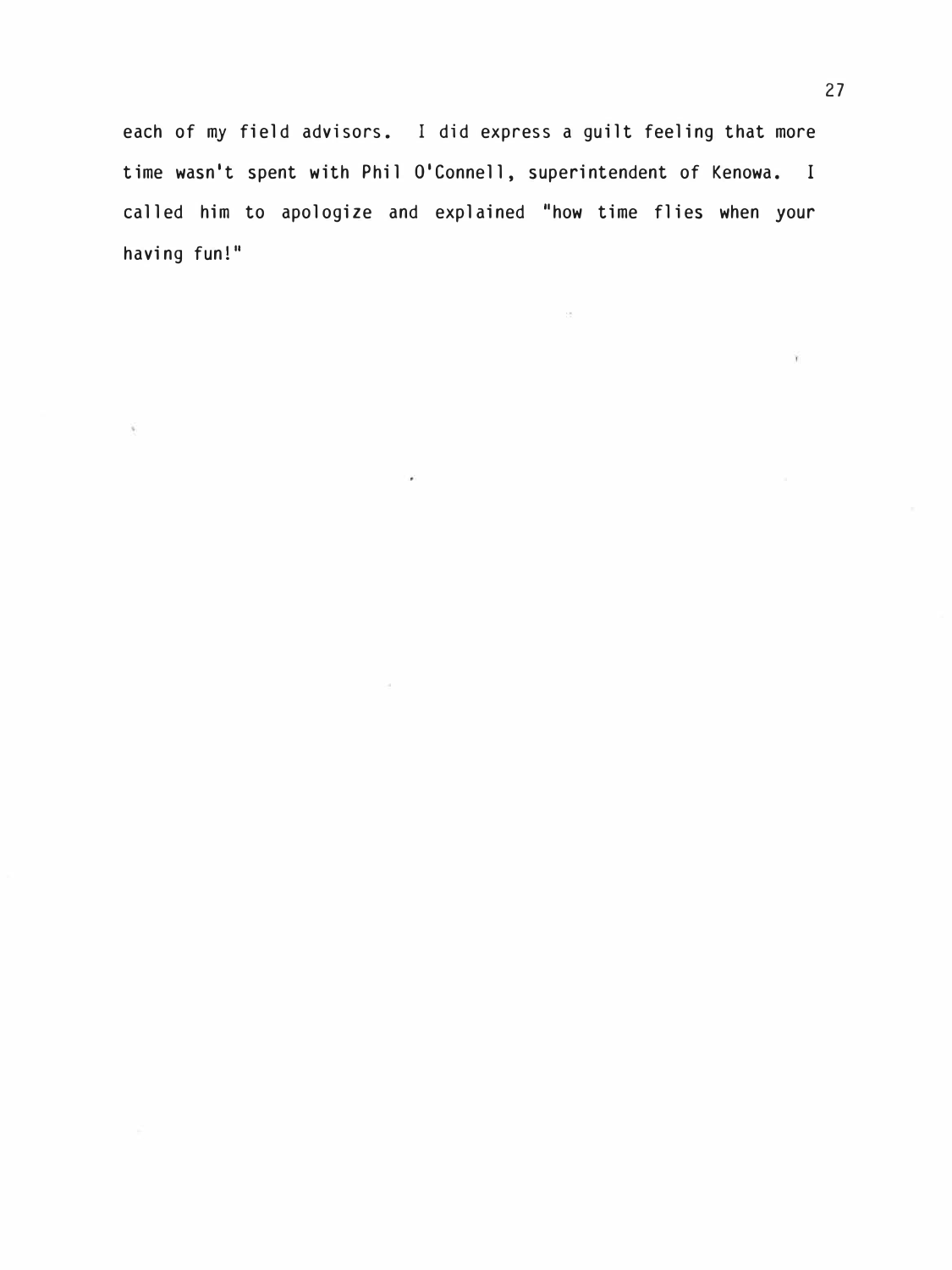each of my field advisors. I did express a guilt feeling that more time wasn't spent with Phil O'Connell, superintendent of Kenowa. I called him to apologize and explained "how time flies when your having fun!"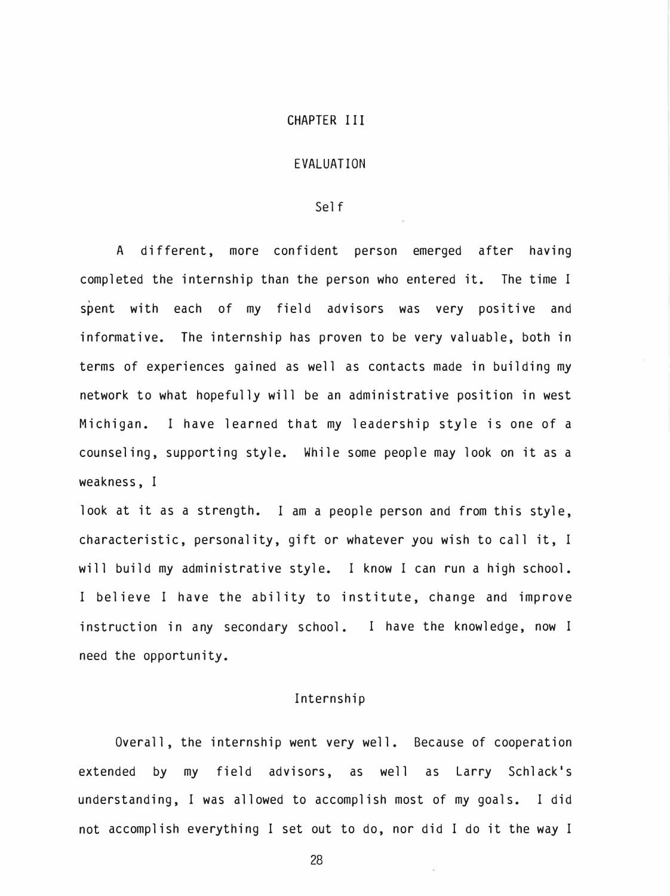# CHAPTER III

# EVALUATION

## Self

A different, more confident person emerged after having completed the internship than the person who entered it. The time I spent with each of my field advisors was very positive and informative. The internship has proven to be very valuable, both in terms of experiences gained as well as contacts made in building my network to what hopefully will be an administrative position in west Michigan. I have learned that my leadership style is one of a counseling, supporting style. While some people may look on it as a weakness, I look at it as a strength. I am a people person and from this style, characteristic, personality, gift or whatever you wish to call it, I will build my administrative style. I know I can run a high school. I believe I have the ability to institute, change and improve instruction in any secondary school. I have the knowledge, now I need the opportunity.

## Internship

Overall, the internship went very well. Because of cooperation extended by my field advisors, as well as Larry Schlack's understanding, I was allowed to accomplish most of my goals. I did not accomplish everything I set out to do, nor did I do it the way I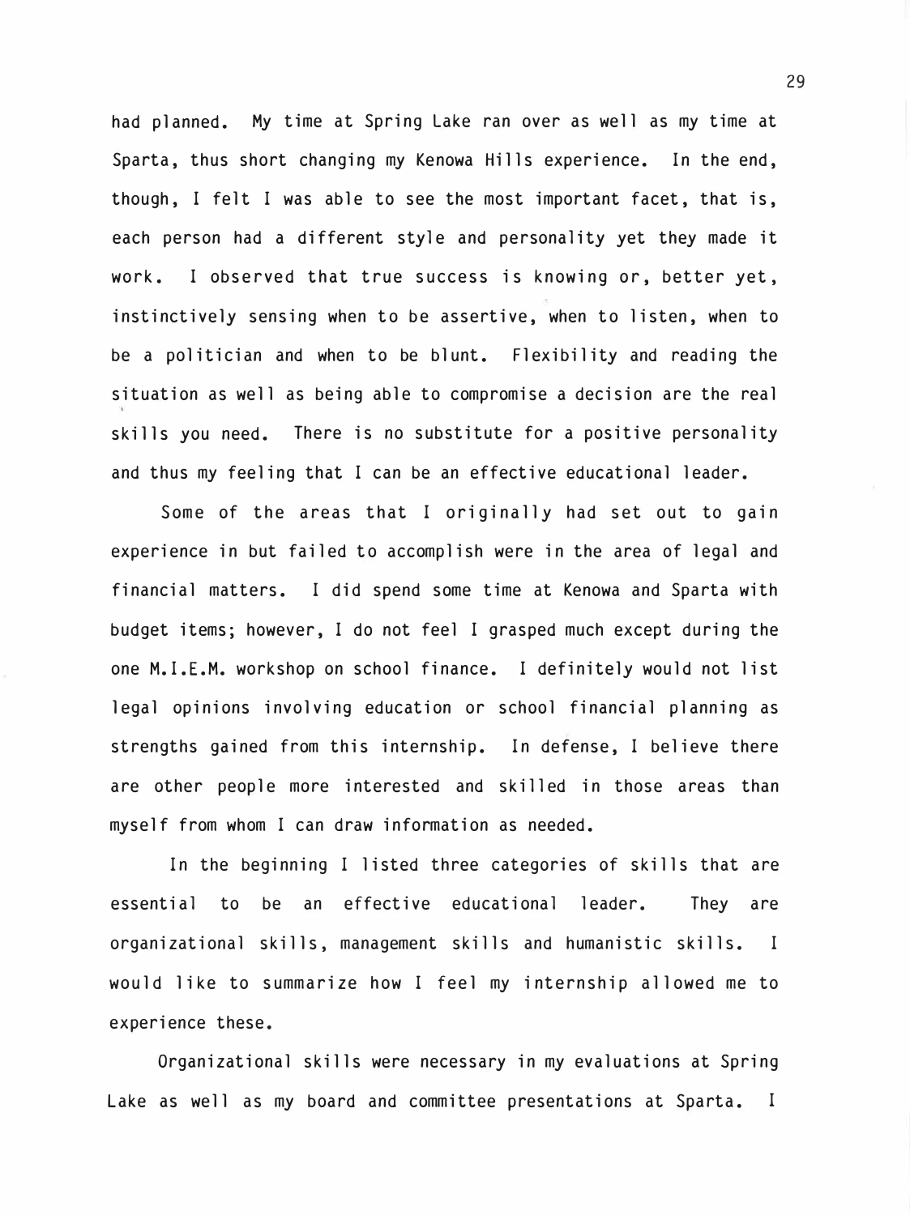had planned. My time at Spring Lake ran over as well as my time at Sparta, thus short changing my Kenowa Hills experience. In the end, though, I felt I was able to see the most important facet, that is, each person had a different style and personality yet they made it work. I observed that true success is knowing or, better yet, instinctively sensing when to be assertive, when to listen, when to be a politician and when to be blunt. Flexibility and reading the situation as well as being able to compromise a decision are the real skills you need. There is no substitute for a positive personality and thus my feeling that I can be an effective educational leader.

Some of the areas that I originally had set out to gain experience in but failed to accomplish were in the area of legal and financial matters. I did spend some time at Kenowa and Sparta with budget items; however, I do not feel I grasped much except during the one M.I.E.M. workshop on school finance. I definitely would not list legal opinions involving education or school financial planning as strengths gained from this internship. In defense, I believe there are other people more interested and skilled in those areas than myself from whom I can draw information as needed.

In the beginning I listed three categories of skills that are essential to be an effective educational leader. They are organizational skills, management skills and humanistic skills. I would like to summarize how I feel my internship allowed me to experience these.

Organizational skills were necessary in my evaluations at Spring Lake as well as my board and committee presentations at Sparta. I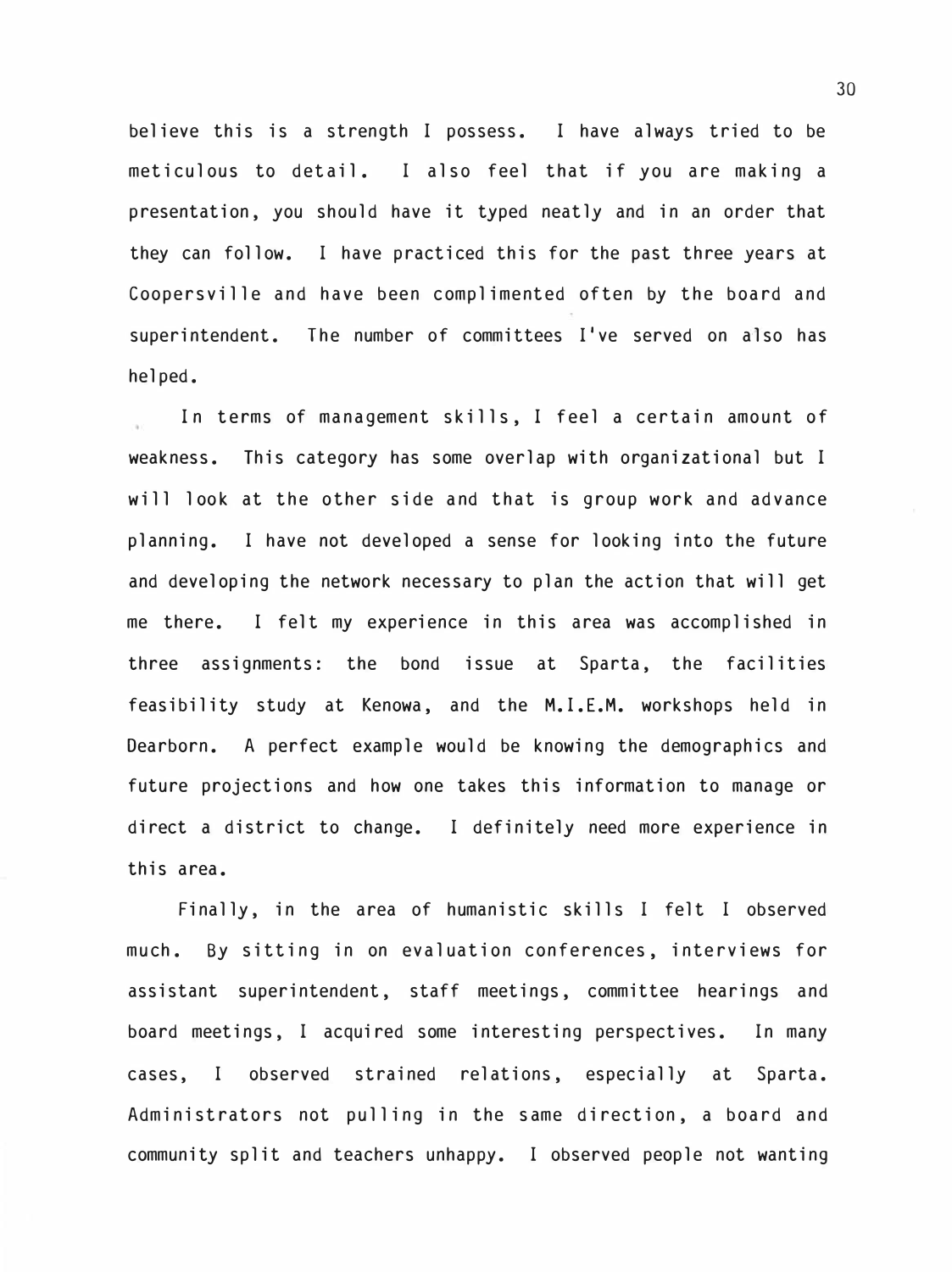believe this is a strength I possess. I have always tried to be meticulous to detail. I also feel that if you are making a presentation, you should have it typed neatly and in an order that they can follow. I have practiced this for the past three years at Coopersville and have been complimented often by the board and superintendent. The number of committees I've served on also has helped.

In terms of management skills, I feel a certain amount of weakness. This category has some overlap with organizational but I will look at the other side and that is group work and advance planning. I have not developed a sense for looking into the future and developing the network necessary to plan the action that will get me there. I felt my experience in this area was accomplished in three assignments: the bond issue at Sparta, the facilities feasibility study at Kenowa, and the M.I.E.M. workshops held in Dearborn. A perfect example would be knowing the demographics and future projections and how one takes this information to manage or direct a district to change. I definitely need more experience in this area.

Finally, in the area of humanistic skills I felt I observed much. By sitting in on evaluation conferences, interviews for assistant superintendent, staff meetings, committee hearings and board meetings, I acquired some interesting perspectives. In many cases, I observed strained relations, especially at Sparta. Administrators not pulling in the same direction, a board and community split and teachers unhappy. I observed people not wanting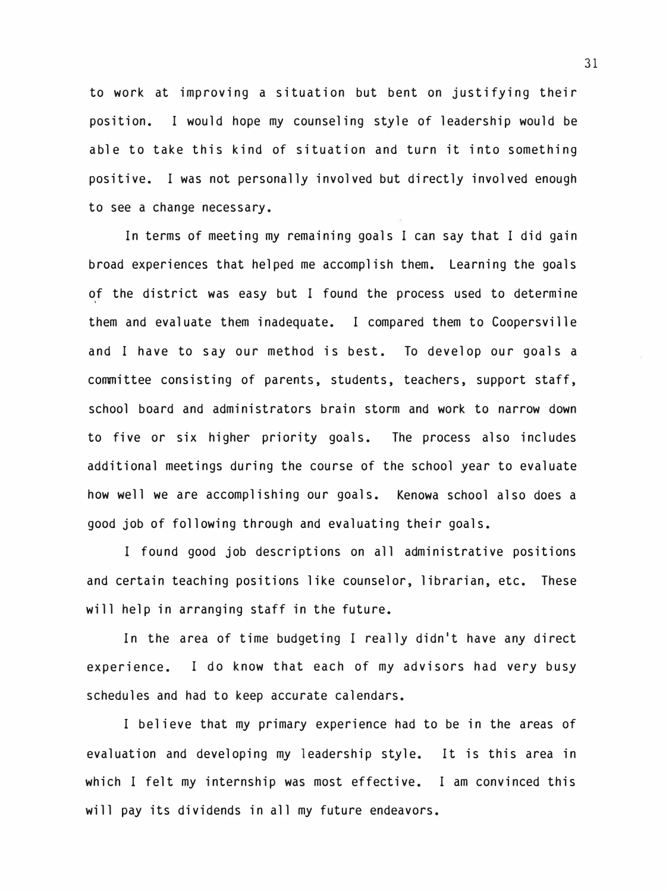to work at improving a situation but bent on justifying their position. I would hope my counseling style of leadership would be able to take this kind of situation and turn it into something positive. I was not personally involved but directly involved enough to see a change necessary.

In terms of meeting my remaining goals I can say that I did gain broad experiences that helped me accomplish them. Learning the goals of the district was easy but I found the process used to determine them and evaluate them inadequate. I compared them to Coopersville and I have to say our method is best. To develop our goals a committee consisting of parents, students, teachers, support staff, school board and administrators brain storm and work to narrow down to five or six higher priority goals. The process also includes additional meetings during the course of the school year to evaluate how well we are accomplishing our goals. Kenowa school also does a good job of following through and evaluating their goals.

I found good job descriptions on all administrative positions and certain teaching positions like counselor, librarian, etc. These will help in arranging staff in the future.

In the area of time budgeting I really didn't have any direct experience. I do know that each of my advisors had very busy schedules and had to keep accurate calendars.

I believe that my primary experience had to be in the areas of evaluation and developing my leadership style. It is this area in which I felt my internship was most effective. I am convinced this will pay its dividends in all my future endeavors.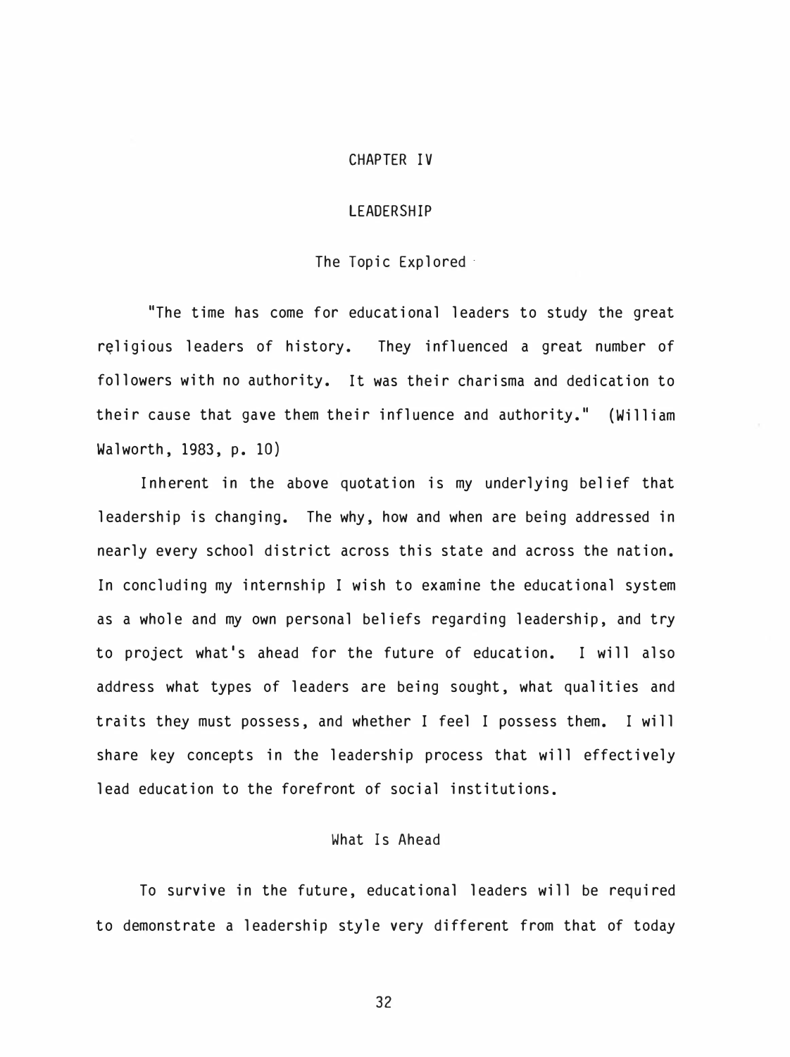# CHAPTER IV

# LEADERSHIP

## The Topic Explored

"The time has come for educational leaders to study the great religious leaders of history. They influenced a great number of followers with no authority. It was their charisma and dedication to their cause that gave them their influence and authority." (William Walworth, 1983, p. 10)

Inherent in the above quotation is my underlying belief that leadership is changing. The why, how and when are being addressed in nearly every school district across this state and across the nation. In concluding my internship I wish to examine the educational system as a whole and my own personal beliefs regarding leadership, and try to project what's ahead for the future of education. I will also address what types of leaders are being sought, what qualities and traits they must possess, and whether I feel I possess them. I will share key concepts in the leadership process that will effectively lead education to the forefront of social institutions.

## What Is Ahead

To survive in the future, educational leaders will be required to demonstrate a leadership style very different from that of today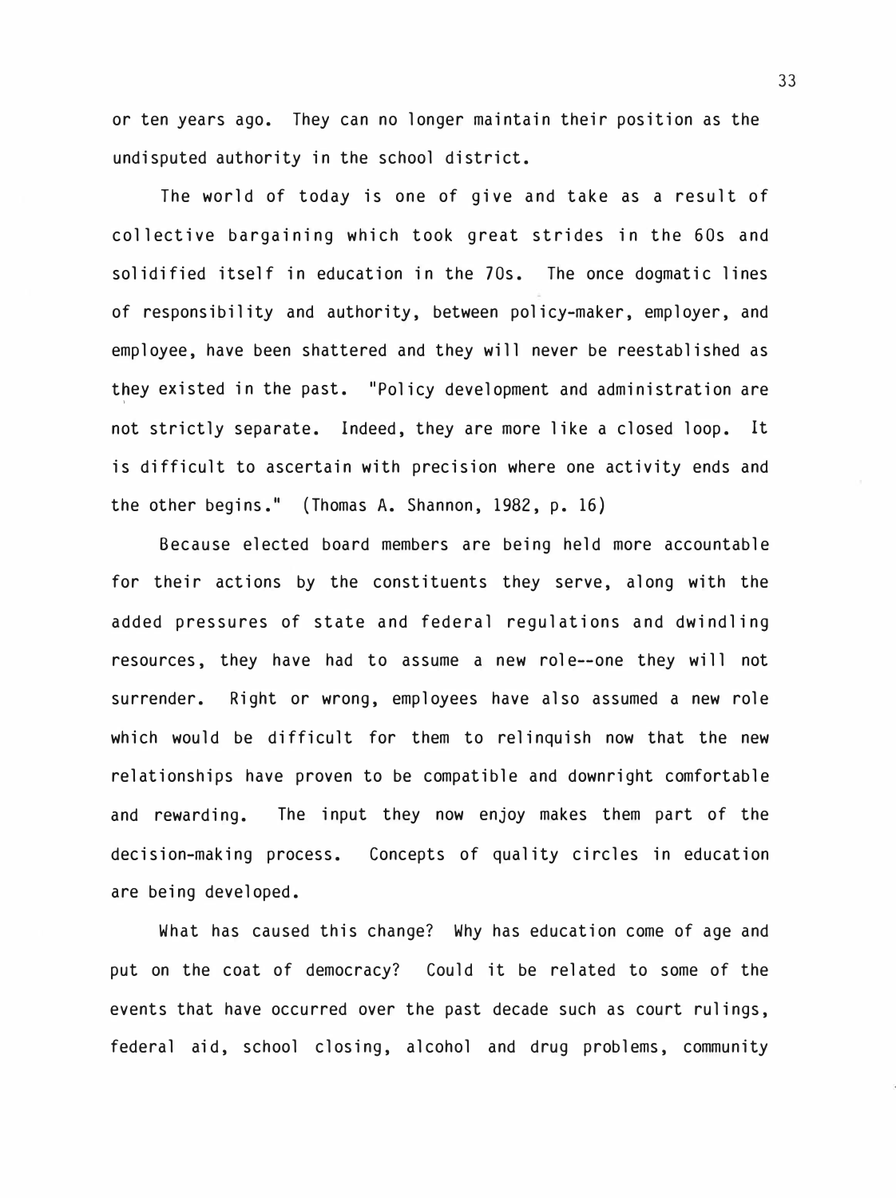or ten years ago. They can no longer maintain their position as the undisputed authority in the school district.

The world of today is one of give and take as a result of collective bargaining which took great strides in the 60s and solidified itself in education in the 70s. The once dogmatic lines of responsibility and authority, between policy-maker, employer, and employee, have been shattered and they will never be reestablished as they existed in the past. "Policy development and administration are not strictly separate. Indeed, they are more like a closed loop. It is difficult to ascertain with precision where one activity ends and the other begins." (Thomas A. Shannon, 1982, p. 16)

Because elected board members are being held more accountable for their actions by the constituents they serve, along with the added pressures of state and federal regulations and dwindling resources, they have had to assume a new role--one they will not surrender. Right or wrong, employees have also assumed a new role which would be difficult for them to relinquish now that the new relationships have proven to be compatible and downright comfortable and rewarding. The input they now enjoy makes them part of the decision-making process. Concepts of quality circles in education are being developed.

What has caused this change? Why has education come of age and put on the coat of democracy? Could it be related to some of the events that have occurred over the past decade such as court rulings, federal aid, school closing, alcohol and drug problems, community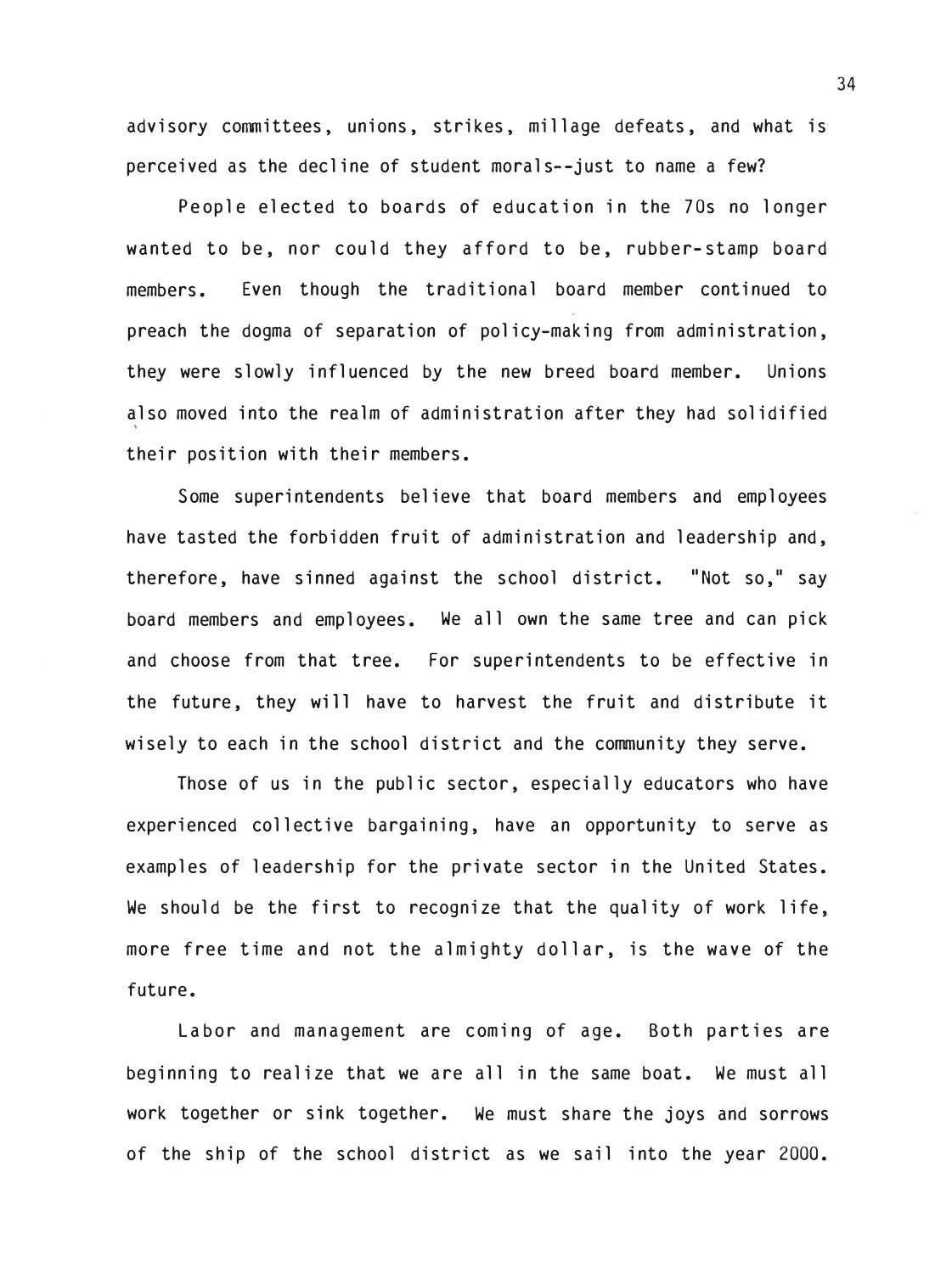advisory committees, unions, strikes, millage defeats, and what is perceived as the decline of student morals--just to name a few?

People elected to boards of education in the 70s no longer wanted to be, nor could they afford to be, rubber-stamp board members. Even though the traditional board member continued to preach the dogma of separation of policy-making from administration, they were slowly influenced by the new breed board member. Unions also moved into the realm of administration after they had solidified their position with their members.

Some superintendents believe that board members and employees have tasted the forbidden fruit of administration and leadership and, therefore, have sinned against the school district. "Not so," say board members and employees. We all own the same tree and can pick and choose from that tree. For superintendents to be effective in the future, they will have to harvest the fruit and distribute it wisely to each in the school district and the community they serve.

Those of us in the public sector, especially educators who have experienced collective bargaining, have an opportunity to serve as examples of leadership for the private sector in the United States. We should be the first to recognize that the quality of work life, more free time and not the almighty dollar, is the wave of the future.

Labor and management are coming of age. Both parties are beginning to realize that we are all in the same boat. We must all work together or sink together. We must share the joys and sorrows of the ship of the school district as we sail into the year 2000.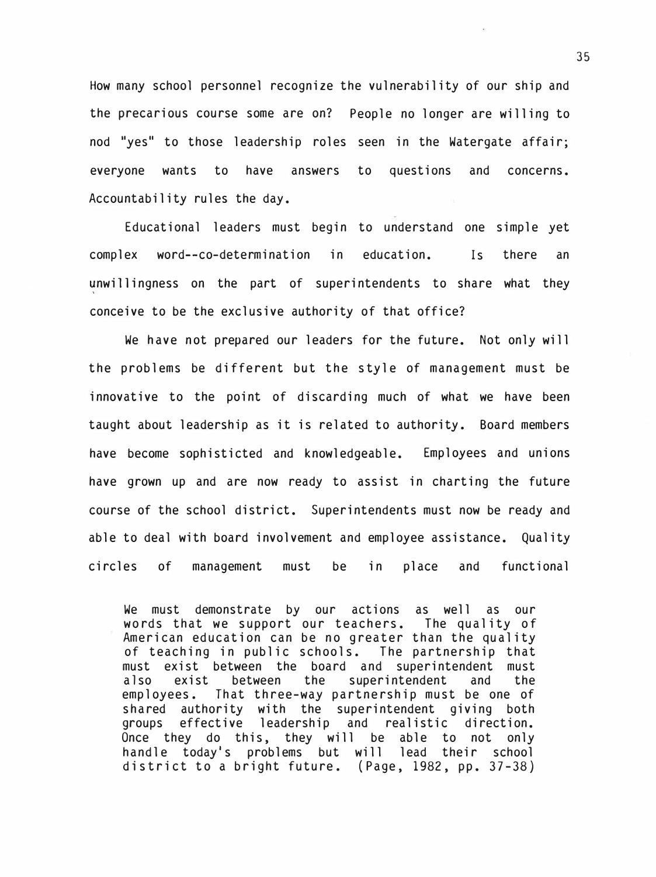How many school personnel recognize the vulnerability of our ship and the precarious course some are on? People no longer are willing to nod "yes" to those leadership roles seen in the Watergate affair; everyone wants to have answers to questions and concerns. Accountability rules the day.

Educational leaders must begin to understand one simple yet complex word--co-determination in education. Is there an unwillingness on the part of superintendents to share what they conceive to be the exclusive authority of that office?

We have not prepared our leaders for the future. Not only will the problems be different but the style of management must be innovative to the point of discarding much of what we have been taught about leadership as it is related to authority. Board members have become sophisticted and knowledgeable. Employees and unions have grown up and are now ready to assist in charting the future course of the school district. Superintendents must now be ready and able to deal with board involvement and employee assistance. Quality circles of management must be in place and functional

> We must demonstrate by our actions as well as our words that we support our teachers. The quality of American education can be no greater than the quality of teaching in public schools. The partnership that must exist between the board and superintendent must also exist between the superintendent and the employees. That three-way partnership must be one of shared authority with the superintendent giving both groups effective leadership and realistic direction. Once they do this, they will be able to not only handle today's problems but will lead their school district to a bright future. (Page, 1982, pp. 37-38)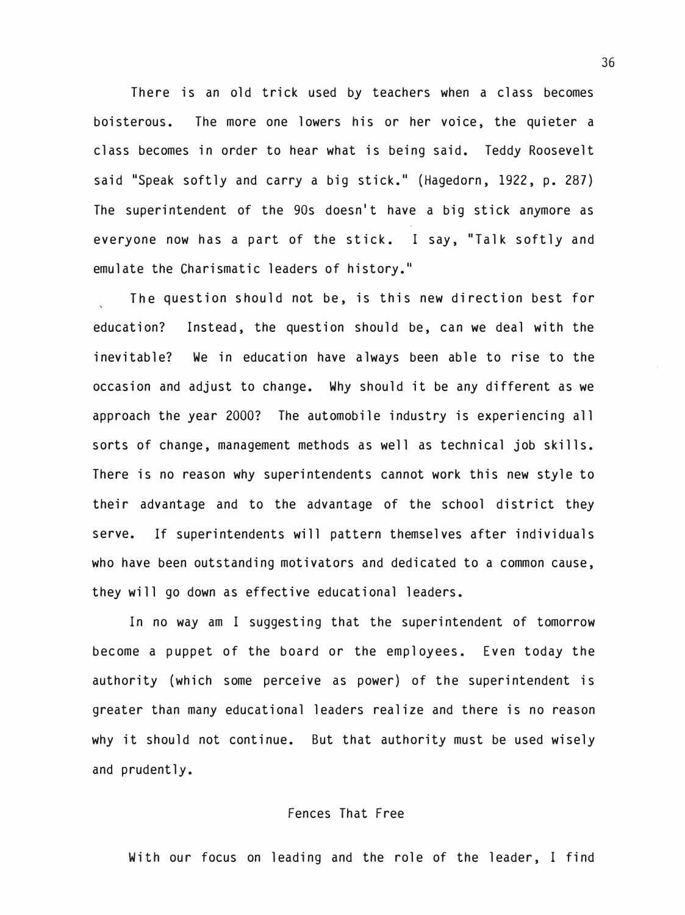There is an old trick used by teachers when a class becomes boisterous. The more one lowers his or her voice, the quieter a class becomes in order to hear what is being said. Teddy Roosevelt said "Speak softly and carry a big stick." (Hagedorn, 1922, p. 287) The superintendent of the 90s doesn't have a big stick anymore as everyone now has a part of the stick. I say, "Talk softly and emulate the Charismatic leaders of history."

The question should not be, is this new direction best for education? Instead, the question should be, can we deal with the inevitable? We in education have always been able to rise to the occasion and adjust to change. Why should it be any different as we approach the year 2000? The automobile industry is experiencing all sorts of change, management methods as well as technical job skills. There is no reason why superintendents cannot work this new style to their advantage and to the advantage of the school district they serve. If superintendents will pattern themselves after individuals who have been outstanding motivators and dedicated to a common cause, they will go down as effective educational leaders.

In no way am I suggesting that the superintendent of tomorrow become a puppet of the board or the employees. Even today the authority (which some perceive as power) of the superintendent is greater than many educational leaders realize and there is no reason why it should not continue. But that authority must be used wisely and prudently.

## Fences That Free

With our focus on leading and the role of the leader, I find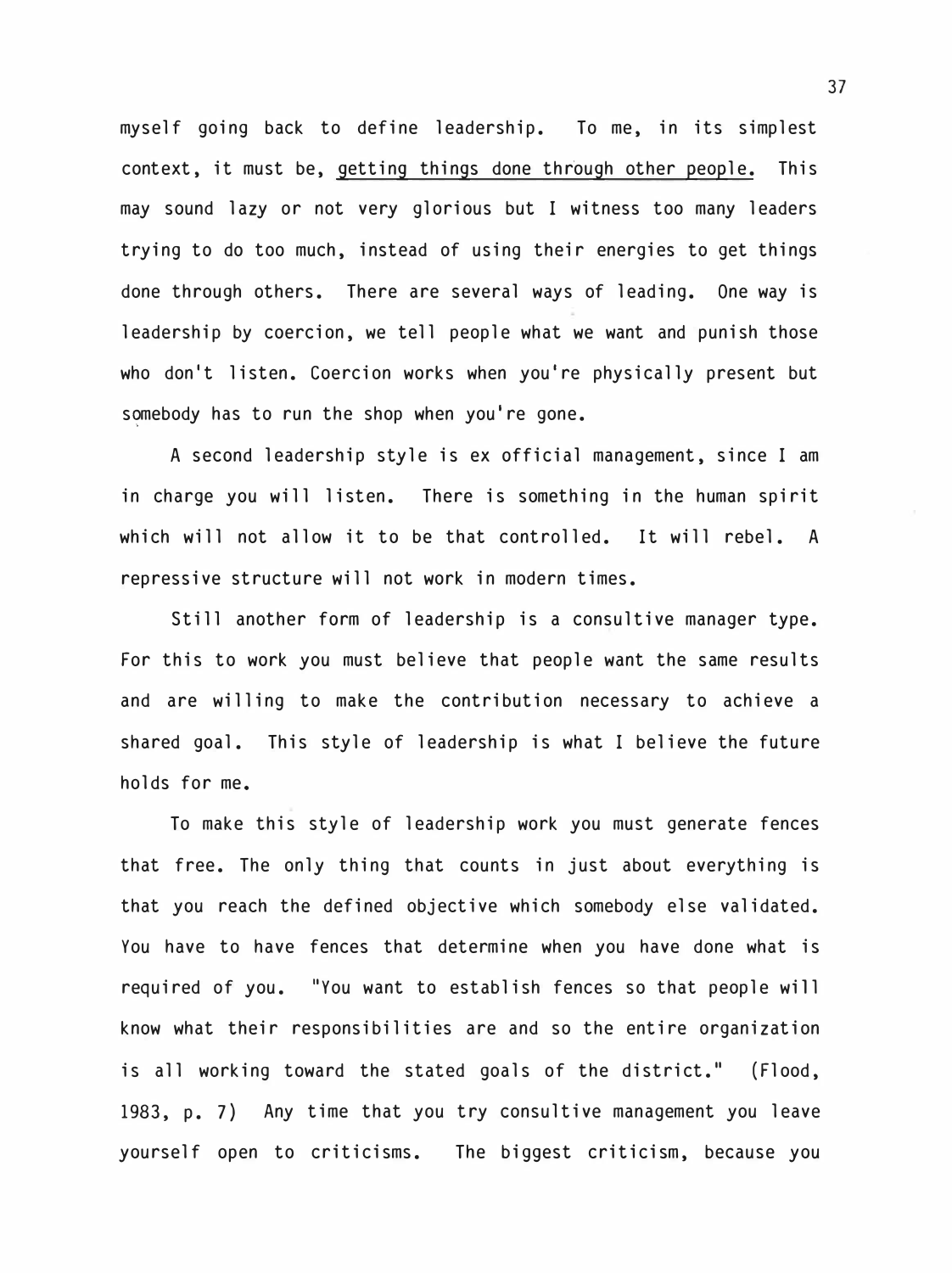myself going back to define leadership. To me, in its simplest context, it must be, <u>getting things done through other people.</u> This may sound lazy or not very glorious but I witness too many leaders trying to do too much, instead of using their energies to get things done through others. There are several ways of leading. One way is leadership by coercion, we tell people what we want and punish those who don't listen. Coercion works when you're physically present but somebody has to run the shop when you're gone.

A second leadership style is ex official management, since I am in charge you will listen. There is something in the human spirit which will not allow it to be that controlled. It will rebel. A repressive structure will not work in modern times.

Still another form of leadership is a consultive manager type. For this to work you must believe that people want the same results and are willing to make the contribution necessary to achieve a shared goal. This style of leadership is what I believe the future holds for me.

To make this style of leadership work you must generate fences that free. The only thing that counts in just about everything is that you reach the defined objective which somebody else validated. You have to have fences that determine when you have done what is required of you. "You want to establish fences so that people will know what their responsibilities are and so the entire organization is all working toward the stated goals of the district." (Flood, 1983, p. 7) Any time that you try consultive management you leave yourself open to criticisms. The biggest criticism, because you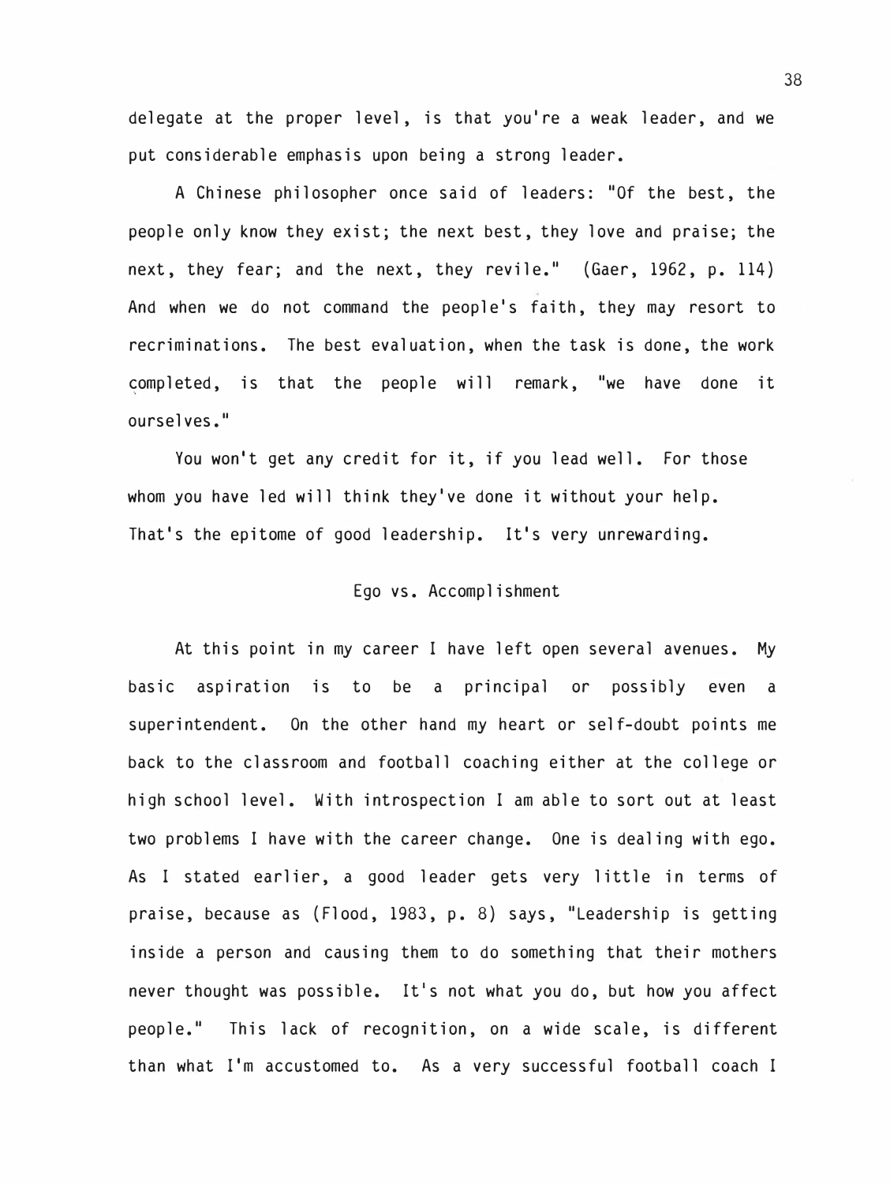delegate at the proper level, is that you're a weak leader, and we put considerable emphasis upon being a strong leader.

A Chinese philosopher once said of leaders: "Of the best, the people only know they exist; the next best, they love and praise; the next, they fear; and the next, they revile." (Gaer, 1962, p. 114) And when we do not command the people's faith, they may resort to recriminations. The best evaluation, when the task is done, the work completed, is that the people will remark, "we have done it ourselves."

You won't get any credit for it, if you lead well. For those whom you have led will think they've done it without your help. That's the epitome of good leadership. It's very unrewarding.

## Ego vs. Accomplishment

At this point in my career I have left open several avenues. My basic aspiration is to be a principal or possibly even a superintendent. On the other hand my heart or self-doubt points me back to the classroom and football coaching either at the college or high school level. With introspection I am able to sort out at least two problems I have with the career change. One is dealing with ego. As I stated earlier, a good leader gets very little in terms of praise, because as (Flood, 1983, p. 8) says, "Leadership is getting inside a person and causing them to do something that their mothers never thought was possible. It's not what you do, but how you affect people." This lack of recognition, on a wide scale, is different than what I'm accustomed to. As a very successful football coach I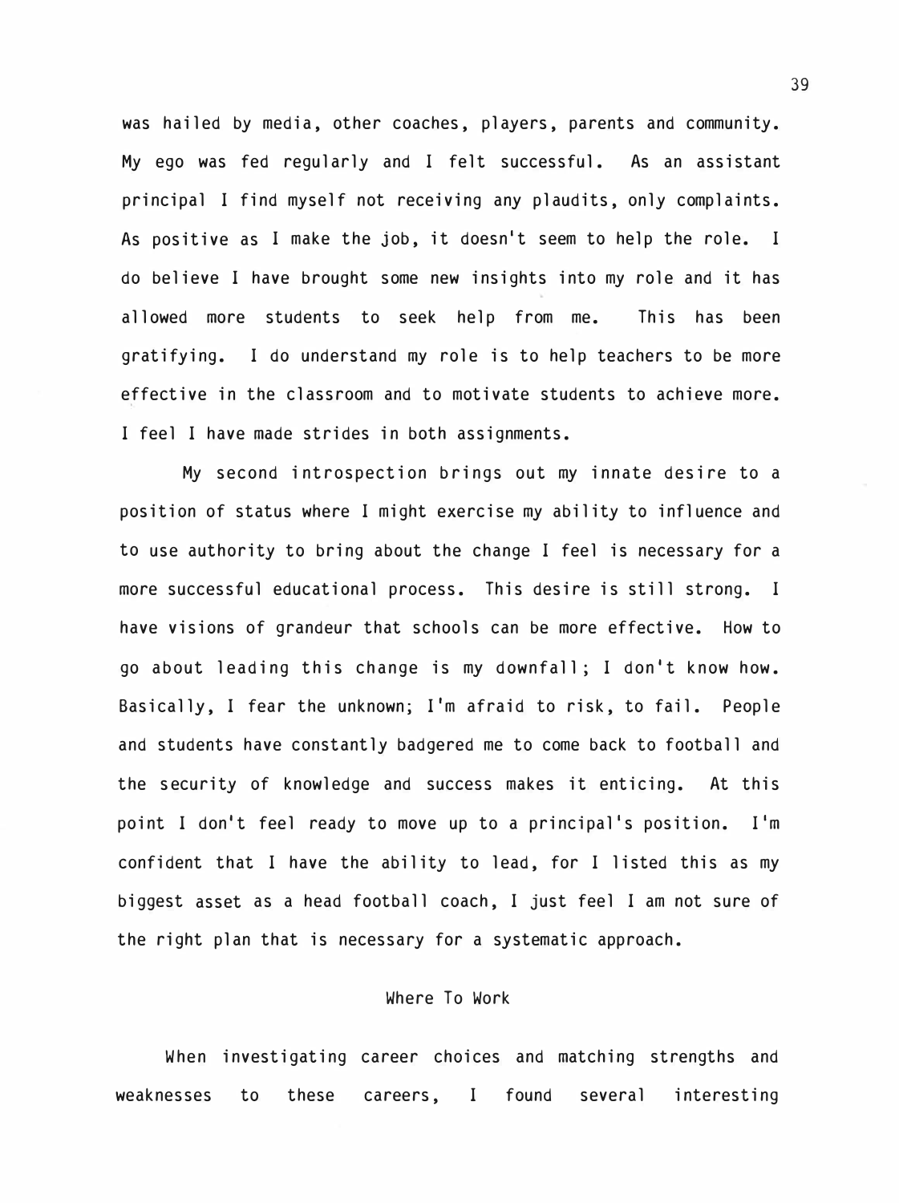was hailed by media, other coaches, players, parents and community. My ego was fed regularly and I felt successful. As an assistant principal I find myself not receiving any plaudits, only complaints. As positive as I make the job, it doesn't seem to help the role. I do believe I have brought some new insights into my role and it has allowed more students to seek help from me. This has been gratifying. I do understand my role is to help teachers to be more effective in the classroom and to motivate students to achieve more. I feel I have made strides in both assignments.

My second introspection brings out my innate desire to a position of status where I might exercise my ability to influence and to use authority to bring about the change I feel is necessary for a more successful educational process. This desire is still strong. I have visions of grandeur that schools can be more effective. How to go about leading this change is my downfall; I don't know how. Basically, I fear the unknown; I'm afraid to risk, to fail. People and students have constantly badgered me to come back to football and the security of knowledge and success makes it enticing. At this point I don't feel ready to move up to a principal's position. I'm confident that I have the ability to lead, for I listed this as my biggest asset as a head football coach, I just feel I am not sure of the right plan that is necessary for a systematic approach.

## Where To Work

When investigating career choices and matching strengths and weaknesses to these careers, I found several interesting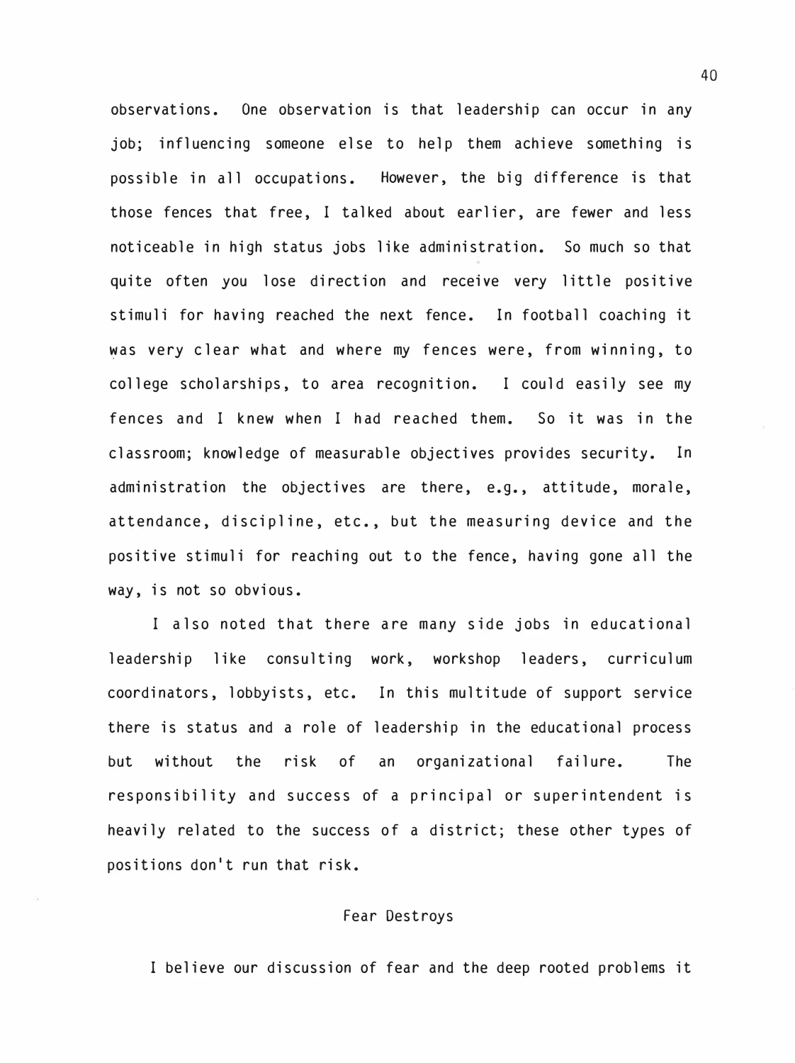observations. One observation is that leadership can occur in any job; influencing someone else to help them achieve something is possible in all occupations. However, the big difference is that those fences that free, I talked about earlier, are fewer and less noticeable in high status jobs like administration. So much so that quite often you lose direction and receive very little positive stimuli for having reached the next fence. In football coaching it was very clear what and where my fences were, from winning, to college scholarships, to area recognition. I could easily see my fences and I knew when I had reached them. So it was in the classroom; knowledge of measurable objectives provides security. In administration the objectives are there, e.g., attitude, morale, attendance, discipline, etc., but the measuring device and the positive stimuli for reaching out to the fence, having gone all the way, is not so obvious.

I also noted that there are many side jobs in educational leadership like consulting work, workshop leaders, curriculum coordinators, lobbyists, etc. In this multitude of support service there is status and a role of leadership in the educational process but without the risk of an organizational failure. The responsibility and success of a principal or superintendent is heavily related to the success of a district; these other types of positions don't run that risk.

## Fear Destroys

I believe our discussion of fear and the deep rooted problems it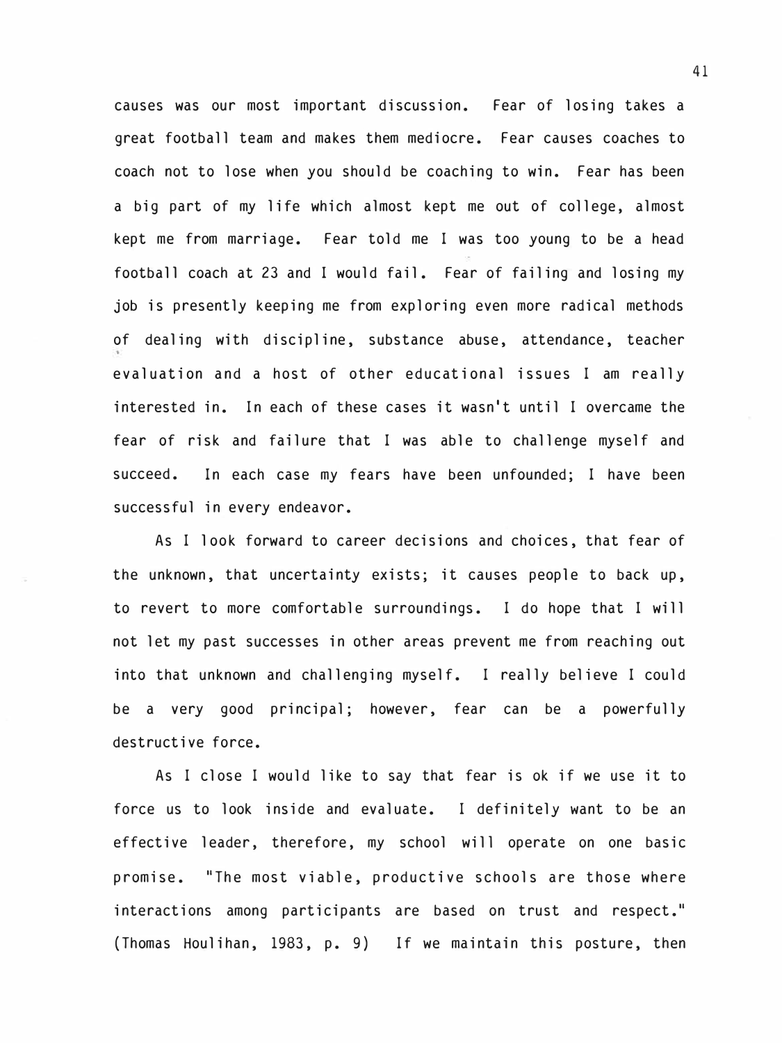causes was our most important discussion. Fear of losing takes a great football team and makes them mediocre. Fear causes coaches to coach not to lose when you should be coaching to win. Fear has been a big part of my life which almost kept me out of college, almost kept me from marriage. Fear told me I was too young to be a head football coach at 23 and I would fail. Fear of failing and losing my job is presently keeping me from exploring even more radical methods of dealing with discipline, substance abuse, attendance, teacher evaluation and a host of other educational issues I am really interested in. In each of these cases it wasn't until I overcame the fear of risk and failure that I was able to challenge myself and succeed. In each case my fears have been unfounded; I have been successful in every endeavor.

As I look forward to career decisions and choices, that fear of the unknown, that uncertainty exists; it causes people to back up, to revert to more comfortable surroundings. I do hope that I will not let my past successes in other areas prevent me from reaching out into that unknown and challenging myself. I really believe I could be a very good principal; however, fear can be a powerfully destructive force.

As I close I would like to say that fear is ok if we use it to force us to look inside and evaluate. I definitely want to be an effective leader, therefore, my school will operate on one basic promise. "The most viable, productive schools are those where interactions among participants are based on trust and respect." (Thomas Houlihan, 1983, p. 9) If we maintain this posture, then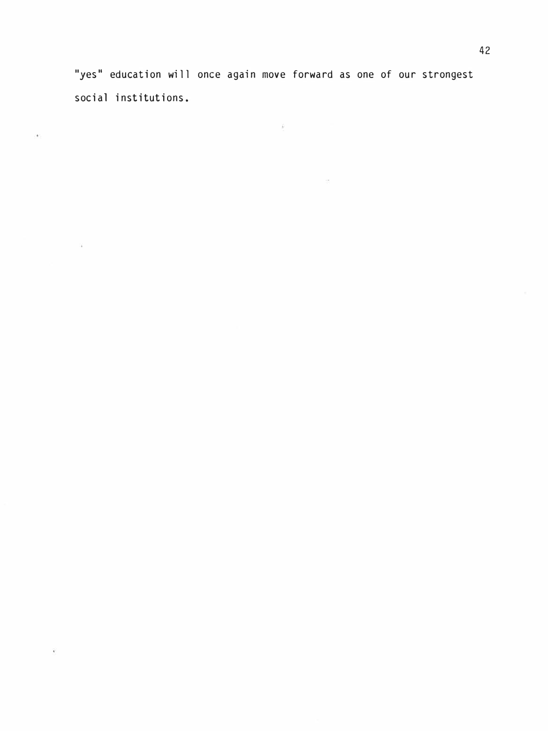"yes" education will once again move forward as one of our strongest social institutions.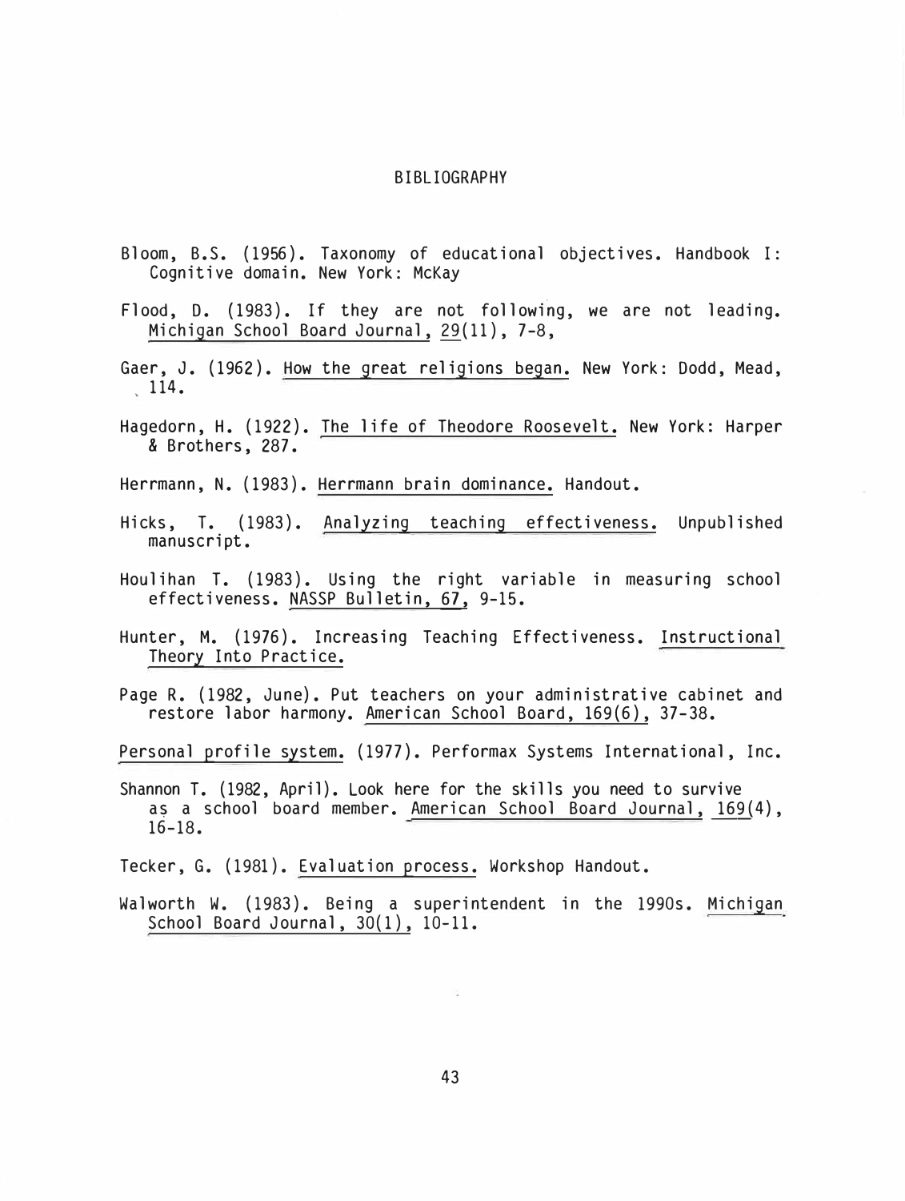# BIBLIOGRAPHY

Bloom, B.S. (1956). Taxonomy of educational objectives. Handbook I: Cognitive domain. New York: McKay

Flood, D. (1983). If they are not following, we are not leading. Michigan School Board Journal, 29(11), 7-8,

Gaer, J. (1962). How the great religions began. New York: Dodd, Mead, 114.

Hagedorn, H. (1922). The life of Theodore Roosevelt. New York: Harper & Brothers, 287.

Herrmann, N. (1983). Herrmann brain dominance. Handout.

Hicks, T. (1983). Analyzing teaching effectiveness. Unpublished manuscript.

Houlihan T. (1983). Using the right variable in measuring school effectiveness. NASSP Bulletin, 67, 9-15.

Hunter, M. (1976). Increasing Teaching Effectiveness. Instructional Theory Into Practice.

Page R. (1982, June). Put teachers on your administrative cabinet and restore labor harmony. American School Board, 169(6), 37-38.

Personal profile system. (1977). Performax Systems International, Inc.

Shannon T. (1982, April). Look here for the skills you need to survive as a school board member. American School Board Journal, 169(4), 16-18.

Tecker, G. (1981). Evaluation process. Workshop Handout.

Walworth W. (1983). Being a superintendent in the 1990s. Michigan School Board Journal, 30(1), 10-11.